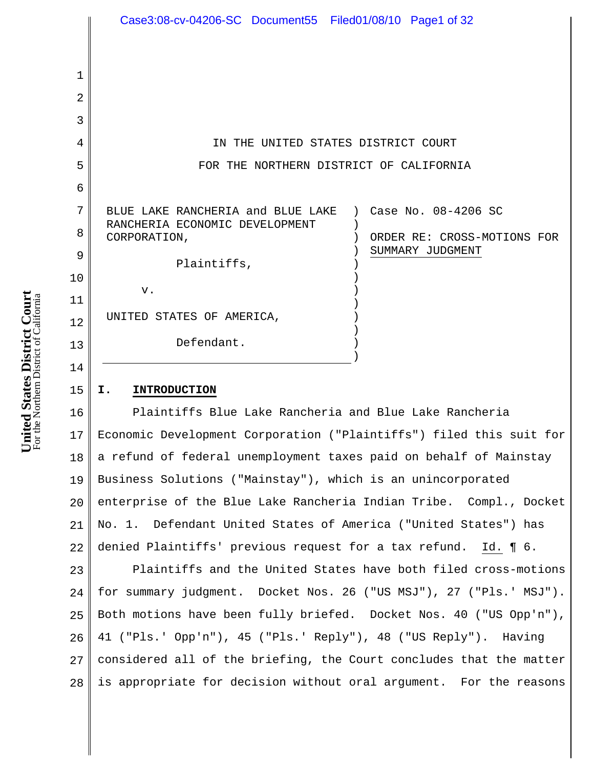IN THE UNITED STATES DISTRICT COURT

FOR THE NORTHERN DISTRICT OF CALIFORNIA

BLUE LAKE RANCHERIA and BLUE LAKE RANCHERIA ECONOMIC DEVELOPMENT CORPORATION,

Plaintiffs,

v.

UNITED STATES OF AMERICA,

Defendant.

Case No. 08-4206 SC

ORDER RE: CROSS-MOTIONS FOR SUMMARY JUDGMENT

## I. INTRODUCTION

Plaintiffs Blue Lake Rancheria and Blue Lake Rancheria Economic Development Corporation ("Plaintiffs") filed this suit for a refund of federal unemployment taxes paid on behalf of Mainstay Business Solutions ("Mainstay"), which is an unincorporated enterprise of the Blue Lake Rancheria Indian Tribe. Compl., Docket No. 1. Defendant United States of America ("United States") has denied Plaintiffs' previous request for a tax refund. Id. ¶ 6.

Plaintiffs and the United States have both filed cross-motions for summary judgment. Docket Nos. 26 ("US MSJ"), 27 ("Pls.' MSJ"). Both motions have been fully briefed. Docket Nos. 40 ("US Opp'n"), 41 ("Pls.' Opp'n"), 45 ("Pls.' Reply"), 48 ("US Reply"). Having considered all of the briefing, the Court concludes that the matter is appropriate for decision without oral argument. For the reasons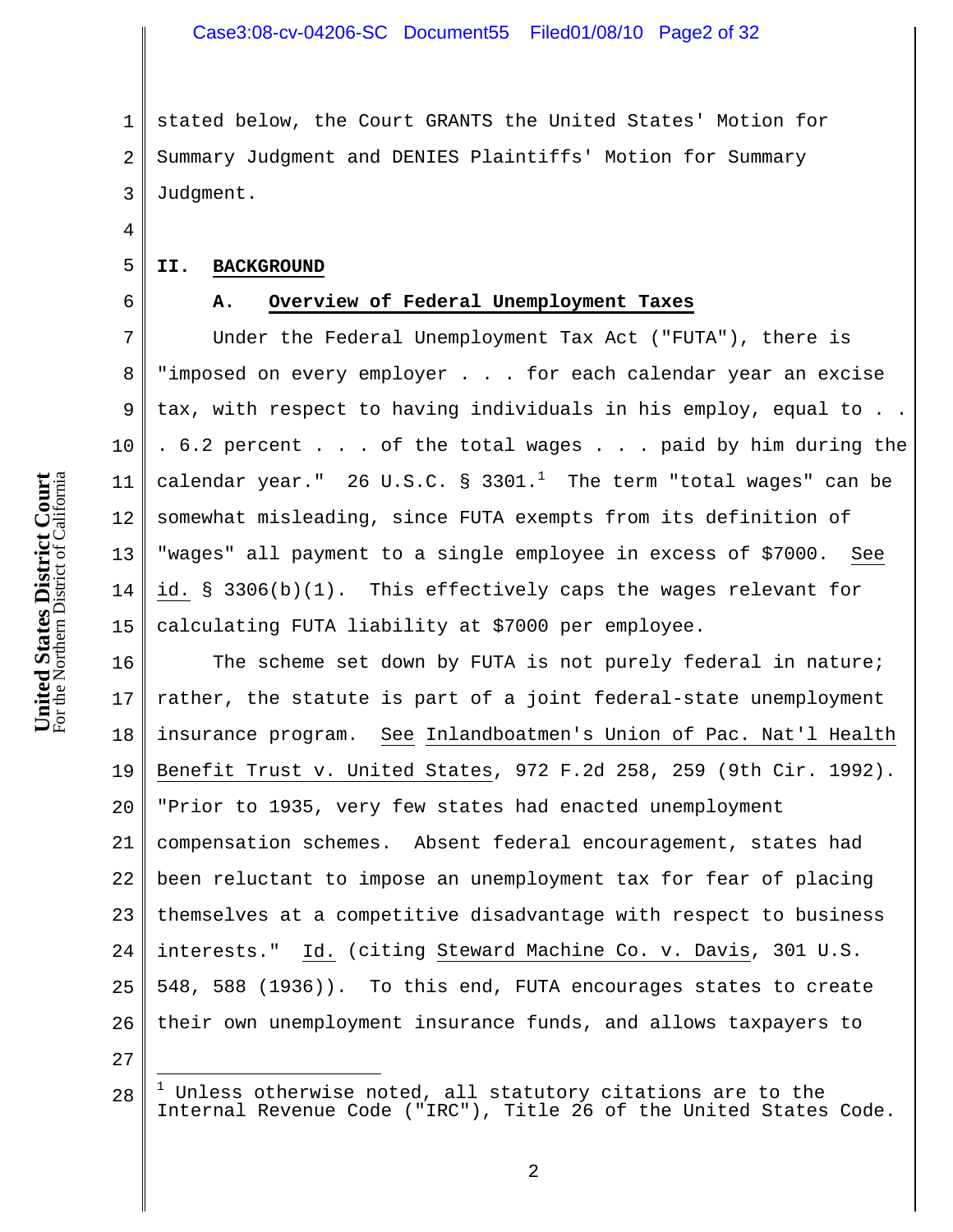stated below, the Court GRANTS the United States' Motion for Summary Judgment and DENIES Plaintiffs' Motion for Summary Judgment.

## II. BACKGROUND

### A. Overview of Federal Unemployment Taxes

Under the Federal Unemployment Tax Act ("FUTA"), there is "imposed on every employer . . . for each calendar year an excise tax, with respect to having individuals in his employ, equal to . . . 6.2 percent . . . of the total wages . . . paid by him during the calendar year." 26 U.S.C. § 3301.[1] The term "total wages" can be somewhat misleading, since FUTA exempts from its definition of "wages" all payment to a single employee in excess of $7000. See id. § 3306(b)(1). This effectively caps the wages relevant for calculating FUTA liability at $7000 per employee.

The scheme set down by FUTA is not purely federal in nature; rather, the statute is part of a joint federal-state unemployment insurance program. See Inlandboatmen's Union of Pac. Nat'l Health Benefit Trust v. United States, 972 F.2d 258, 259 (9th Cir. 1992). "Prior to 1935, very few states had enacted unemployment compensation schemes. Absent federal encouragement, states had been reluctant to impose an unemployment tax for fear of placing themselves at a competitive disadvantage with respect to business interests." Id. (citing Steward Machine Co. v. Davis, 301 U.S. 548, 588 (1936)). To this end, FUTA encourages states to create their own unemployment insurance funds, and allows taxpayers to

[1] Unless otherwise noted, all statutory citations are to the Internal Revenue Code ("IRC"), Title 26 of the United States Code.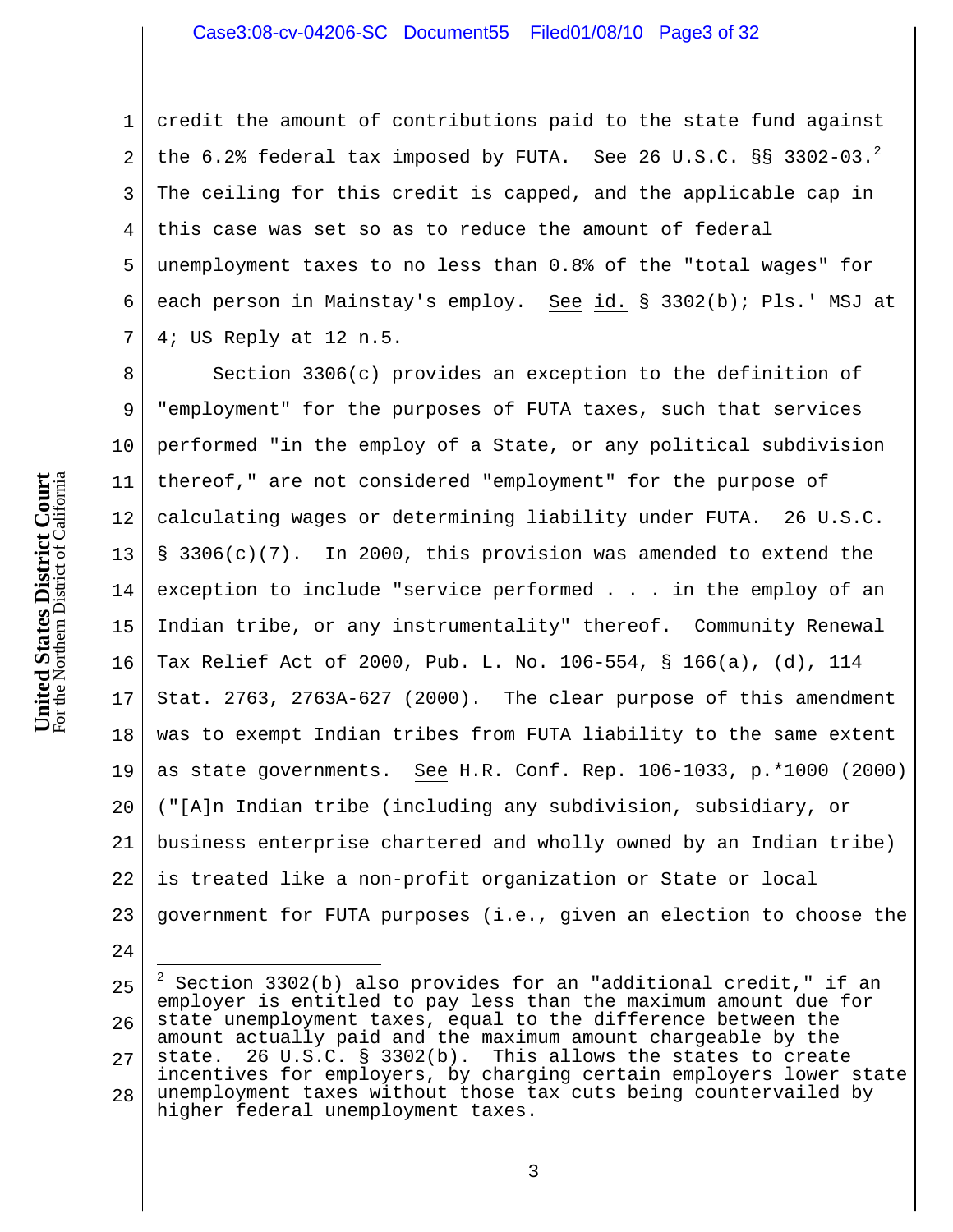credit the amount of contributions paid to the state fund against the 6.2% federal tax imposed by FUTA. See 26 U.S.C. §§ 3302-03.[2] The ceiling for this credit is capped, and the applicable cap in this case was set so as to reduce the amount of federal unemployment taxes to no less than 0.8% of the "total wages" for each person in Mainstay's employ. See id. § 3302(b); Pls.' MSJ at 4; US Reply at 12 n.5.

Section 3306(c) provides an exception to the definition of "employment" for the purposes of FUTA taxes, such that services performed "in the employ of a State, or any political subdivision thereof," are not considered "employment" for the purpose of calculating wages or determining liability under FUTA. 26 U.S.C. § 3306(c)(7). In 2000, this provision was amended to extend the exception to include "service performed . . . in the employ of an Indian tribe, or any instrumentality" thereof. Community Renewal Tax Relief Act of 2000, Pub. L. No. 106-554, § 166(a), (d), 114 Stat. 2763, 2763A-627 (2000). The clear purpose of this amendment was to exempt Indian tribes from FUTA liability to the same extent as state governments. See H.R. Conf. Rep. 106-1033, p.*1000 (2000) ("[A]n Indian tribe (including any subdivision, subsidiary, or business enterprise chartered and wholly owned by an Indian tribe) is treated like a non-profit organization or State or local government for FUTA purposes (i.e., given an election to choose the

---

[2] Section 3302(b) also provides for an "additional credit," if an employer is entitled to pay less than the maximum amount due for state unemployment taxes, equal to the difference between the amount actually paid and the maximum amount chargeable by the state. 26 U.S.C. § 3302(b). This allows the states to create incentives for employers, by charging certain employers lower state unemployment taxes without those tax cuts being countervailed by higher federal unemployment taxes.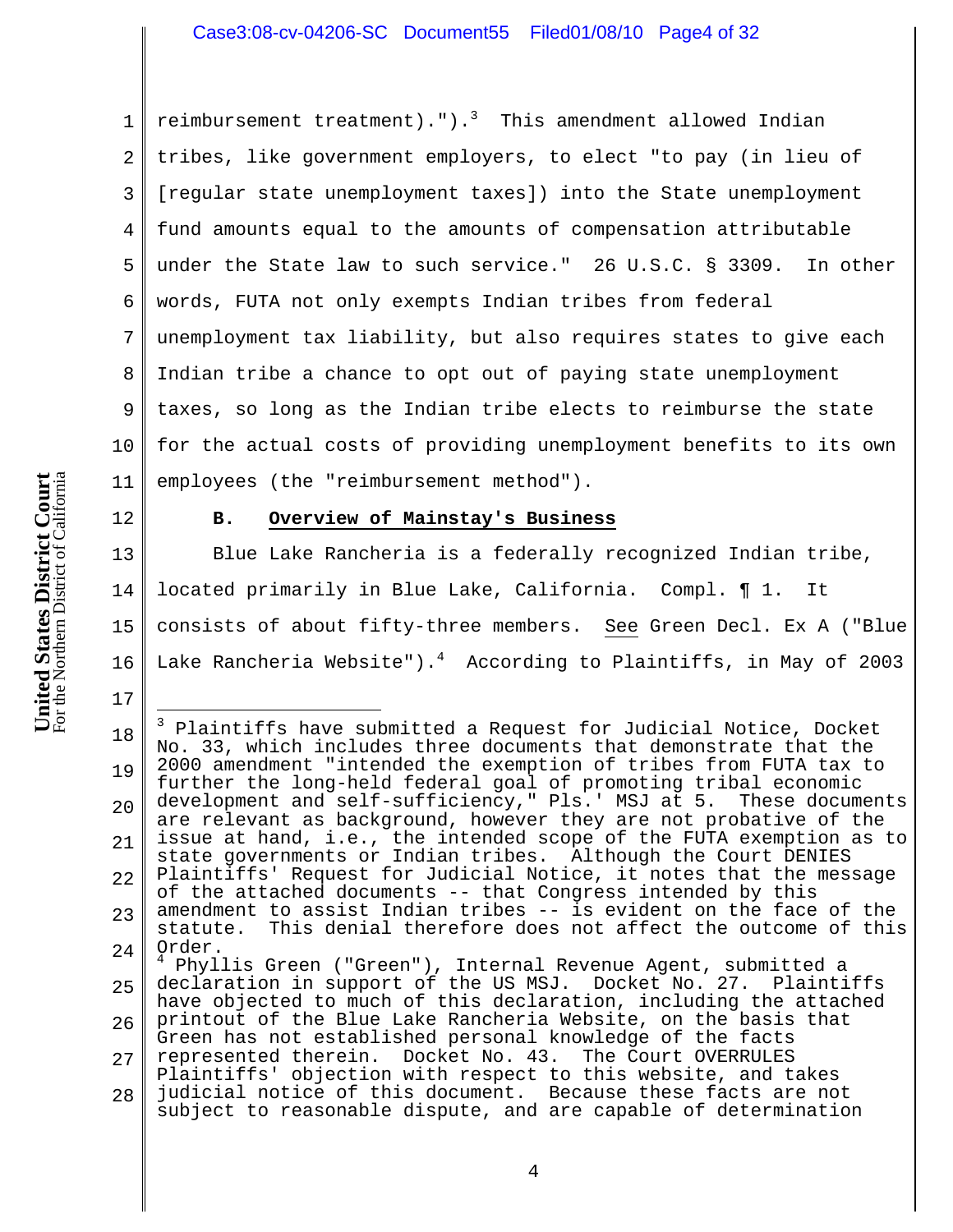reimbursement treatment).").[3] This amendment allowed Indian tribes, like government employers, to elect "to pay (in lieu of [regular state unemployment taxes]) into the State unemployment fund amounts equal to the amounts of compensation attributable under the State law to such service." 26 U.S.C. § 3309. In other words, FUTA not only exempts Indian tribes from federal unemployment tax liability, but also requires states to give each Indian tribe a chance to opt out of paying state unemployment taxes, so long as the Indian tribe elects to reimburse the state for the actual costs of providing unemployment benefits to its own employees (the "reimbursement method").

### B. Overview of Mainstay's Business

Blue Lake Rancheria is a federally recognized Indian tribe, located primarily in Blue Lake, California. Compl. ¶ 1. It consists of about fifty-three members. See Green Decl. Ex A ("Blue Lake Rancheria Website").[4] According to Plaintiffs, in May of 2003

---

[3] Plaintiffs have submitted a Request for Judicial Notice, Docket No. 33, which includes three documents that demonstrate that the 2000 amendment "intended the exemption of tribes from FUTA tax to further the long-held federal goal of promoting tribal economic development and self-sufficiency," Pls.' MSJ at 5. These documents are relevant as background, however they are not probative of the issue at hand, i.e., the intended scope of the FUTA exemption as to state governments or Indian tribes. Although the Court DENIES Plaintiffs' Request for Judicial Notice, it notes that the message of the attached documents -- that Congress intended by this amendment to assist Indian tribes -- is evident on the face of the statute. This denial therefore does not affect the outcome of this Order.

[4] Phyllis Green ("Green"), Internal Revenue Agent, submitted a declaration in support of the US MSJ. Docket No. 27. Plaintiffs have objected to much of this declaration, including the attached printout of the Blue Lake Rancheria Website, on the basis that Green has not established personal knowledge of the facts represented therein. Docket No. 43. The Court OVERRULES Plaintiffs' objection with respect to this website, and takes judicial notice of this document. Because these facts are not subject to reasonable dispute, and are capable of determination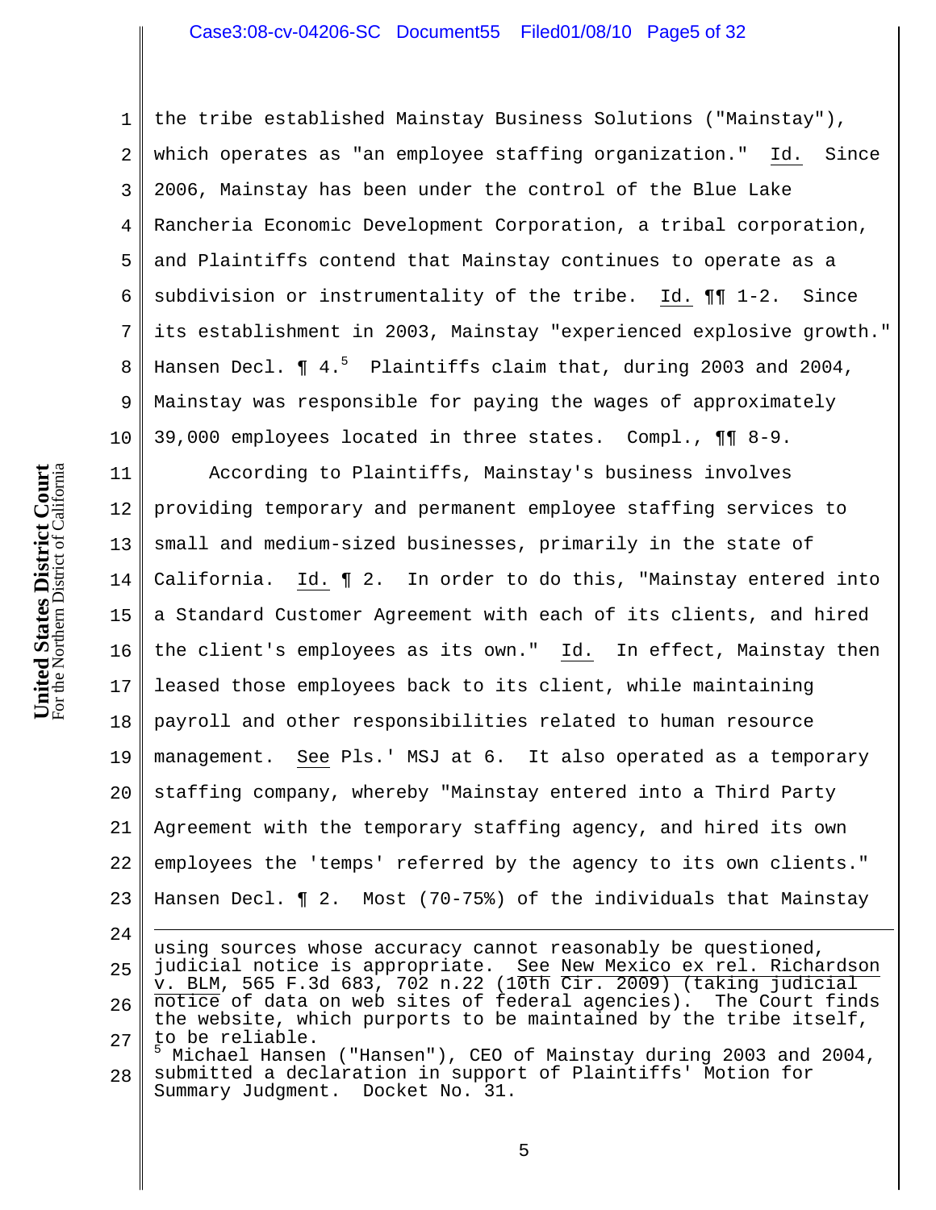the tribe established Mainstay Business Solutions ("Mainstay"), which operates as "an employee staffing organization." Id. Since 2006, Mainstay has been under the control of the Blue Lake Rancheria Economic Development Corporation, a tribal corporation, and Plaintiffs contend that Mainstay continues to operate as a subdivision or instrumentality of the tribe. Id. ¶¶ 1-2. Since its establishment in 2003, Mainstay "experienced explosive growth." Hansen Decl. ¶ 4.[5] Plaintiffs claim that, during 2003 and 2004, Mainstay was responsible for paying the wages of approximately 39,000 employees located in three states. Compl., ¶¶ 8-9.

According to Plaintiffs, Mainstay's business involves providing temporary and permanent employee staffing services to small and medium-sized businesses, primarily in the state of California. Id. ¶ 2. In order to do this, "Mainstay entered into a Standard Customer Agreement with each of its clients, and hired the client's employees as its own." Id. In effect, Mainstay then leased those employees back to its client, while maintaining payroll and other responsibilities related to human resource management. See Pls.' MSJ at 6. It also operated as a temporary staffing company, whereby "Mainstay entered into a Third Party Agreement with the temporary staffing agency, and hired its own employees the 'temps' referred by the agency to its own clients." Hansen Decl. ¶ 2. Most (70-75%) of the individuals that Mainstay

---

using sources whose accuracy cannot reasonably be questioned, judicial notice is appropriate. See New Mexico ex rel. Richardson v. BLM, 565 F.3d 683, 702 n.22 (10th Cir. 2009) (taking judicial notice of data on web sites of federal agencies). The Court finds the website, which purports to be maintained by the tribe itself, to be reliable.

[5] Michael Hansen ("Hansen"), CEO of Mainstay during 2003 and 2004, submitted a declaration in support of Plaintiffs' Motion for Summary Judgment. Docket No. 31.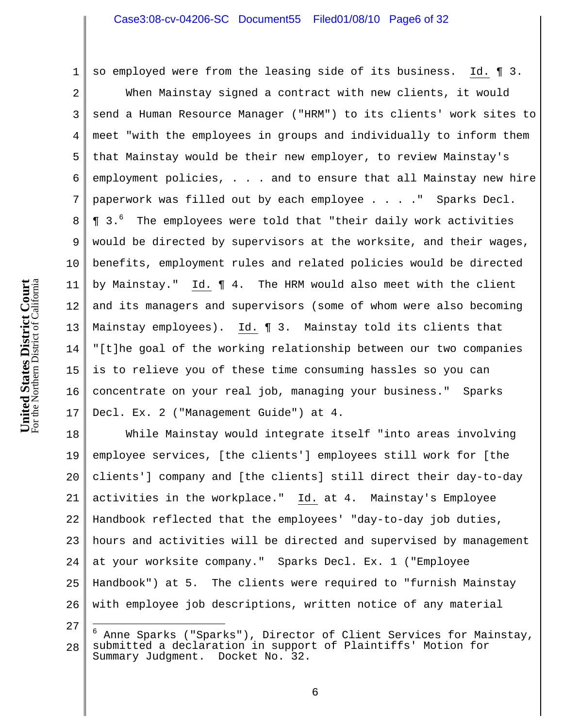so employed were from the leasing side of its business. Id. ¶ 3.

When Mainstay signed a contract with new clients, it would send a Human Resource Manager ("HRM") to its clients' work sites to meet "with the employees in groups and individually to inform them that Mainstay would be their new employer, to review Mainstay's employment policies, . . . and to ensure that all Mainstay new hire paperwork was filled out by each employee . . . ." Sparks Decl. ¶ 3.[6] The employees were told that "their daily work activities would be directed by supervisors at the worksite, and their wages, benefits, employment rules and related policies would be directed by Mainstay." Id. ¶ 4. The HRM would also meet with the client and its managers and supervisors (some of whom were also becoming Mainstay employees). Id. ¶ 3. Mainstay told its clients that "[t]he goal of the working relationship between our two companies is to relieve you of these time consuming hassles so you can concentrate on your real job, managing your business." Sparks Decl. Ex. 2 ("Management Guide") at 4.

While Mainstay would integrate itself "into areas involving employee services, [the clients'] employees still work for [the clients'] company and [the clients] still direct their day-to-day activities in the workplace." Id. at 4. Mainstay's Employee Handbook reflected that the employees' "day-to-day job duties, hours and activities will be directed and supervised by management at your worksite company." Sparks Decl. Ex. 1 ("Employee Handbook") at 5. The clients were required to "furnish Mainstay with employee job descriptions, written notice of any material

---

[6] Anne Sparks ("Sparks"), Director of Client Services for Mainstay, submitted a declaration in support of Plaintiffs' Motion for Summary Judgment. Docket No. 32.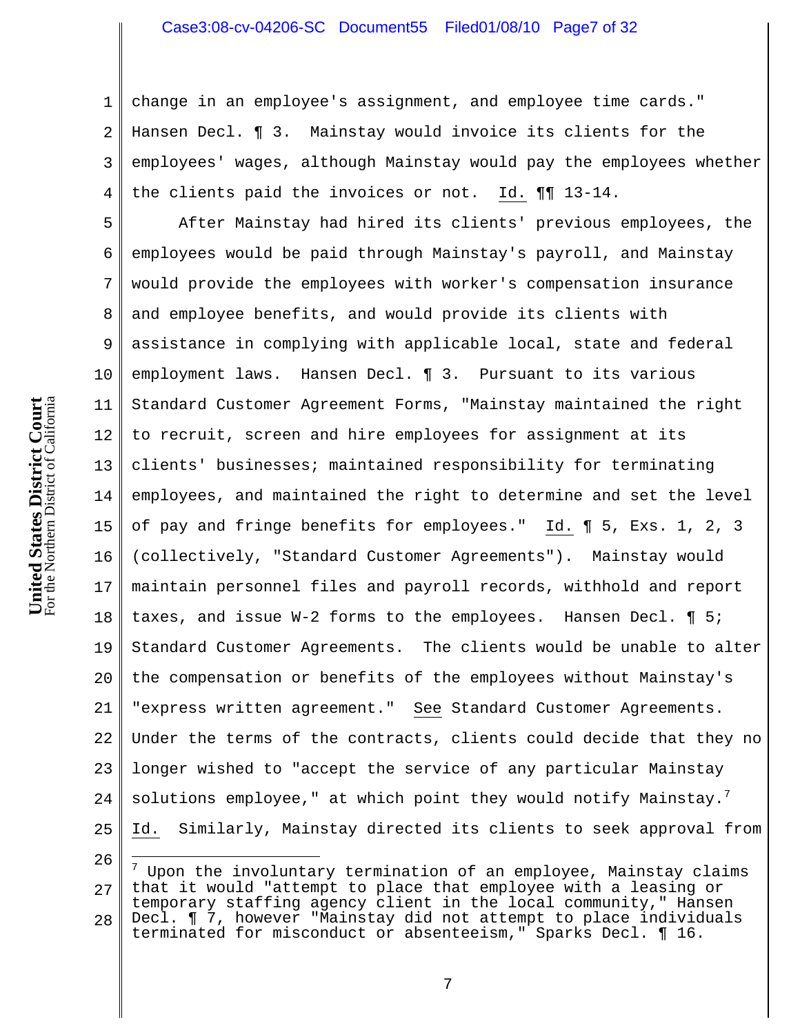change in an employee's assignment, and employee time cards." Hansen Decl. ¶ 3. Mainstay would invoice its clients for the employees' wages, although Mainstay would pay the employees whether the clients paid the invoices or not. Id. ¶¶ 13-14.

After Mainstay had hired its clients' previous employees, the employees would be paid through Mainstay's payroll, and Mainstay would provide the employees with worker's compensation insurance and employee benefits, and would provide its clients with assistance in complying with applicable local, state and federal employment laws. Hansen Decl. ¶ 3. Pursuant to its various Standard Customer Agreement Forms, "Mainstay maintained the right to recruit, screen and hire employees for assignment at its clients' businesses; maintained responsibility for terminating employees, and maintained the right to determine and set the level of pay and fringe benefits for employees." Id. ¶ 5, Exs. 1, 2, 3 (collectively, "Standard Customer Agreements"). Mainstay would maintain personnel files and payroll records, withhold and report taxes, and issue W-2 forms to the employees. Hansen Decl. ¶ 5; Standard Customer Agreements. The clients would be unable to alter the compensation or benefits of the employees without Mainstay's "express written agreement." See Standard Customer Agreements. Under the terms of the contracts, clients could decide that they no longer wished to "accept the service of any particular Mainstay solutions employee," at which point they would notify Mainstay.[7] Id. Similarly, Mainstay directed its clients to seek approval from

[7] Upon the involuntary termination of an employee, Mainstay claims that it would "attempt to place that employee with a leasing or temporary staffing agency client in the local community," Hansen Decl. ¶ 7, however "Mainstay did not attempt to place individuals terminated for misconduct or absenteeism," Sparks Decl. ¶ 16.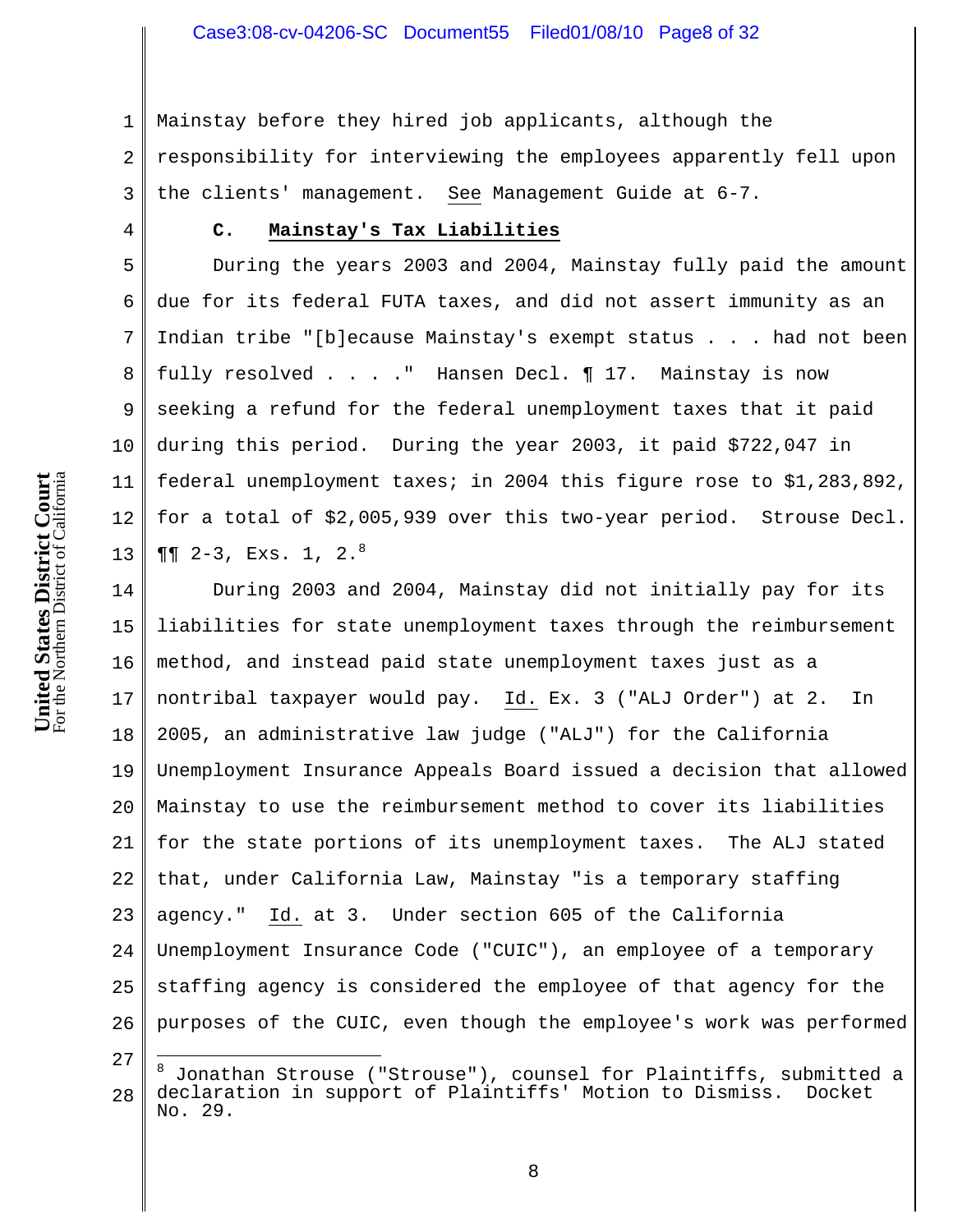Mainstay before they hired job applicants, although the responsibility for interviewing the employees apparently fell upon the clients' management. See Management Guide at 6-7.

### C. Mainstay's Tax Liabilities

During the years 2003 and 2004, Mainstay fully paid the amount due for its federal FUTA taxes, and did not assert immunity as an Indian tribe "[b]ecause Mainstay's exempt status . . . had not been fully resolved . . . ." Hansen Decl. ¶ 17. Mainstay is now seeking a refund for the federal unemployment taxes that it paid during this period. During the year 2003, it paid $722,047 in federal unemployment taxes; in 2004 this figure rose to $1,283,892, for a total of $2,005,939 over this two-year period. Strouse Decl. ¶¶ 2-3, Exs. 1, 2.[8]

During 2003 and 2004, Mainstay did not initially pay for its liabilities for state unemployment taxes through the reimbursement method, and instead paid state unemployment taxes just as a nontribal taxpayer would pay. Id. Ex. 3 ("ALJ Order") at 2. In 2005, an administrative law judge ("ALJ") for the California Unemployment Insurance Appeals Board issued a decision that allowed Mainstay to use the reimbursement method to cover its liabilities for the state portions of its unemployment taxes. The ALJ stated that, under California Law, Mainstay "is a temporary staffing agency." Id. at 3. Under section 605 of the California Unemployment Insurance Code ("CUIC"), an employee of a temporary staffing agency is considered the employee of that agency for the purposes of the CUIC, even though the employee's work was performed

---

[8] Jonathan Strouse ("Strouse"), counsel for Plaintiffs, submitted a declaration in support of Plaintiffs' Motion to Dismiss. Docket No. 29.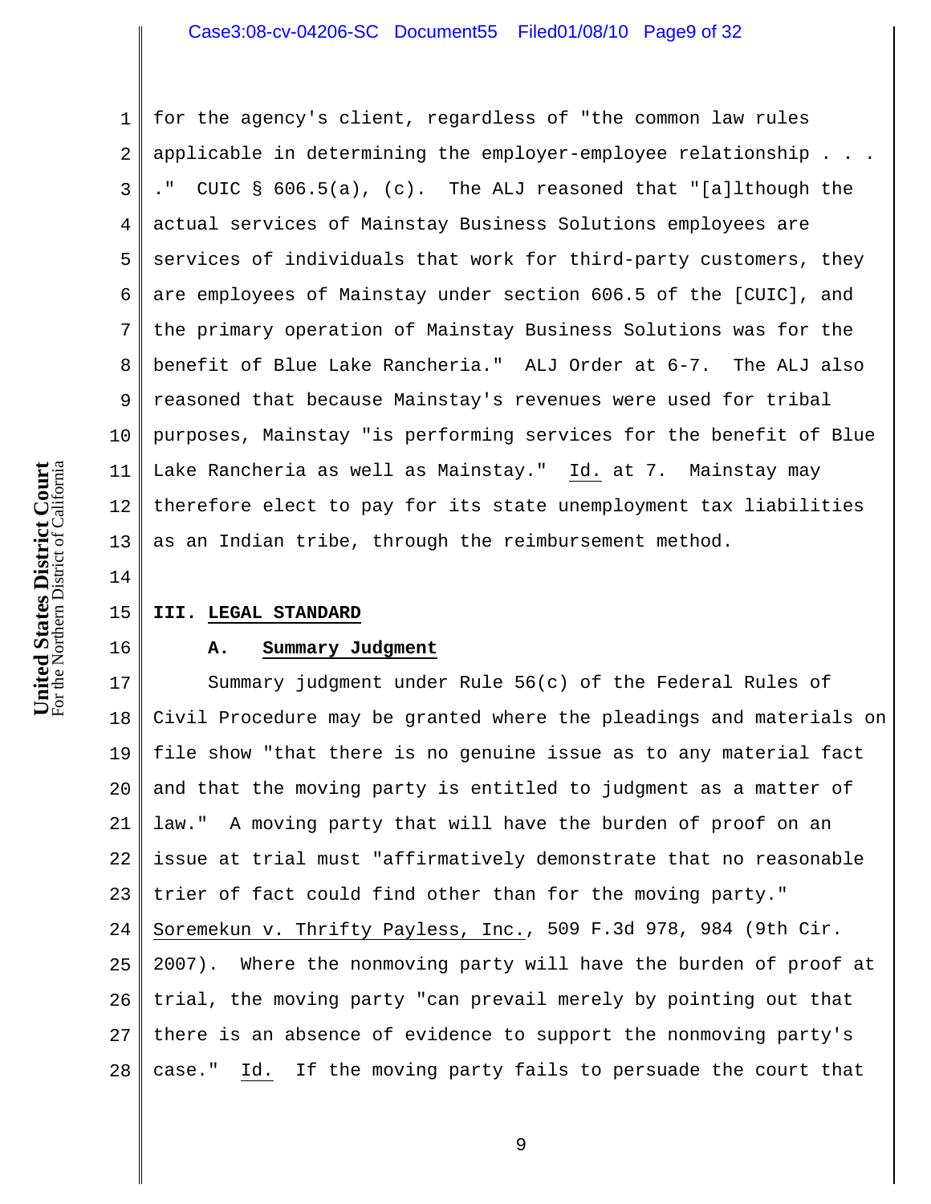for the agency's client, regardless of "the common law rules applicable in determining the employer-employee relationship . . . ." CUIC § 606.5(a), (c). The ALJ reasoned that "[a]lthough the actual services of Mainstay Business Solutions employees are services of individuals that work for third-party customers, they are employees of Mainstay under section 606.5 of the [CUIC], and the primary operation of Mainstay Business Solutions was for the benefit of Blue Lake Rancheria." ALJ Order at 6-7. The ALJ also reasoned that because Mainstay's revenues were used for tribal purposes, Mainstay "is performing services for the benefit of Blue Lake Rancheria as well as Mainstay." Id. at 7. Mainstay may therefore elect to pay for its state unemployment tax liabilities as an Indian tribe, through the reimbursement method.

## III. LEGAL STANDARD

### A. Summary Judgment

Summary judgment under Rule 56(c) of the Federal Rules of Civil Procedure may be granted where the pleadings and materials on file show "that there is no genuine issue as to any material fact and that the moving party is entitled to judgment as a matter of law." A moving party that will have the burden of proof on an issue at trial must "affirmatively demonstrate that no reasonable trier of fact could find other than for the moving party." Soremekun v. Thrifty Payless, Inc., 509 F.3d 978, 984 (9th Cir. 2007). Where the nonmoving party will have the burden of proof at trial, the moving party "can prevail merely by pointing out that there is an absence of evidence to support the nonmoving party's case." Id. If the moving party fails to persuade the court that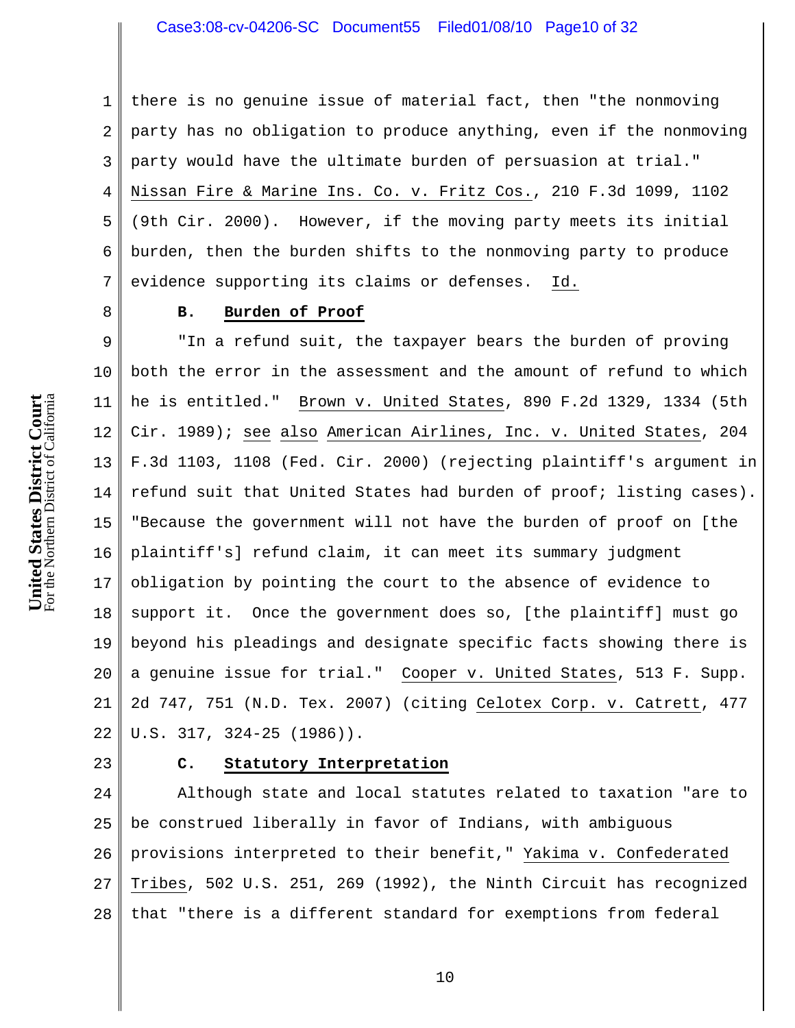there is no genuine issue of material fact, then "the nonmoving party has no obligation to produce anything, even if the nonmoving party would have the ultimate burden of persuasion at trial." Nissan Fire & Marine Ins. Co. v. Fritz Cos., 210 F.3d 1099, 1102 (9th Cir. 2000). However, if the moving party meets its initial burden, then the burden shifts to the nonmoving party to produce evidence supporting its claims or defenses. Id.

### B. Burden of Proof

"In a refund suit, the taxpayer bears the burden of proving both the error in the assessment and the amount of refund to which he is entitled." Brown v. United States, 890 F.2d 1329, 1334 (5th Cir. 1989); see also American Airlines, Inc. v. United States, 204 F.3d 1103, 1108 (Fed. Cir. 2000) (rejecting plaintiff's argument in refund suit that United States had burden of proof; listing cases). "Because the government will not have the burden of proof on [the plaintiff's] refund claim, it can meet its summary judgment obligation by pointing the court to the absence of evidence to support it. Once the government does so, [the plaintiff] must go beyond his pleadings and designate specific facts showing there is a genuine issue for trial." Cooper v. United States, 513 F. Supp. 2d 747, 751 (N.D. Tex. 2007) (citing Celotex Corp. v. Catrett, 477 U.S. 317, 324-25 (1986)).

### C. Statutory Interpretation

Although state and local statutes related to taxation "are to be construed liberally in favor of Indians, with ambiguous provisions interpreted to their benefit," Yakima v. Confederated Tribes, 502 U.S. 251, 269 (1992), the Ninth Circuit has recognized that "there is a different standard for exemptions from federal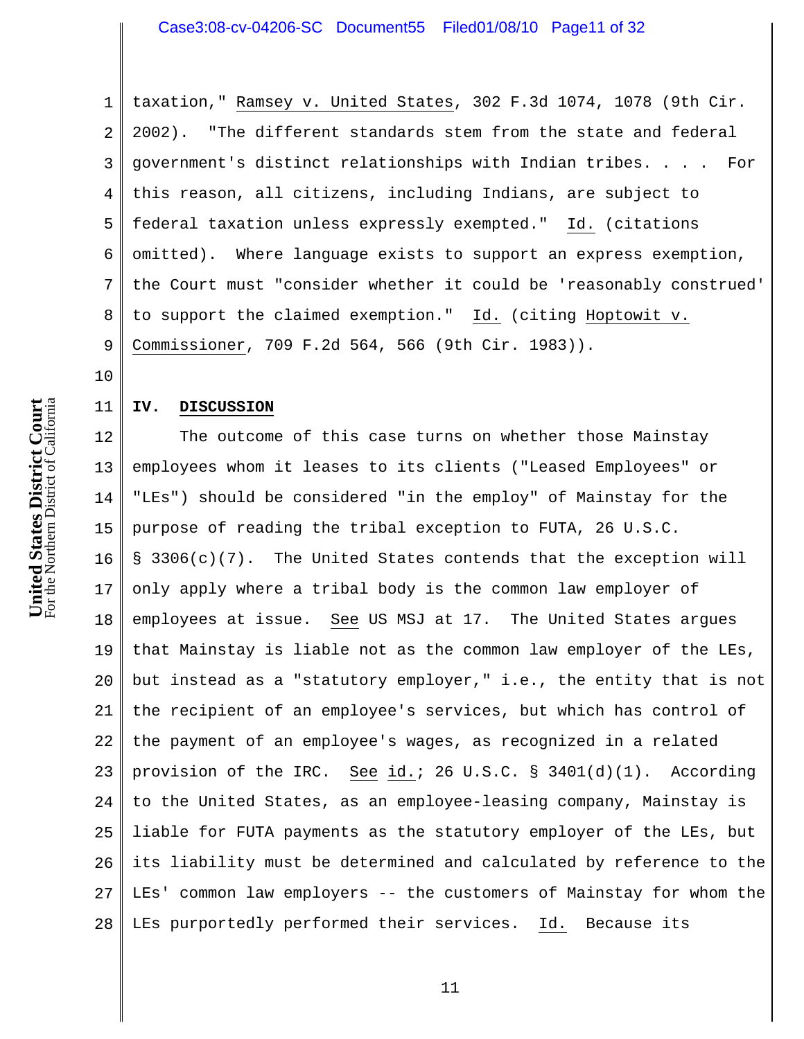taxation," Ramsey v. United States, 302 F.3d 1074, 1078 (9th Cir. 2002). "The different standards stem from the state and federal government's distinct relationships with Indian tribes. . . . For this reason, all citizens, including Indians, are subject to federal taxation unless expressly exempted." Id. (citations omitted). Where language exists to support an express exemption, the Court must "consider whether it could be 'reasonably construed' to support the claimed exemption." Id. (citing Hoptowit v. Commissioner, 709 F.2d 564, 566 (9th Cir. 1983)).

## IV. DISCUSSION

The outcome of this case turns on whether those Mainstay employees whom it leases to its clients ("Leased Employees" or "LEs") should be considered "in the employ" of Mainstay for the purpose of reading the tribal exception to FUTA, 26 U.S.C. § 3306(c)(7). The United States contends that the exception will only apply where a tribal body is the common law employer of employees at issue. See US MSJ at 17. The United States argues that Mainstay is liable not as the common law employer of the LEs, but instead as a "statutory employer," i.e., the entity that is not the recipient of an employee's services, but which has control of the payment of an employee's wages, as recognized in a related provision of the IRC. See id.; 26 U.S.C. § 3401(d)(1). According to the United States, as an employee-leasing company, Mainstay is liable for FUTA payments as the statutory employer of the LEs, but its liability must be determined and calculated by reference to the LEs' common law employers -- the customers of Mainstay for whom the LEs purportedly performed their services. Id. Because its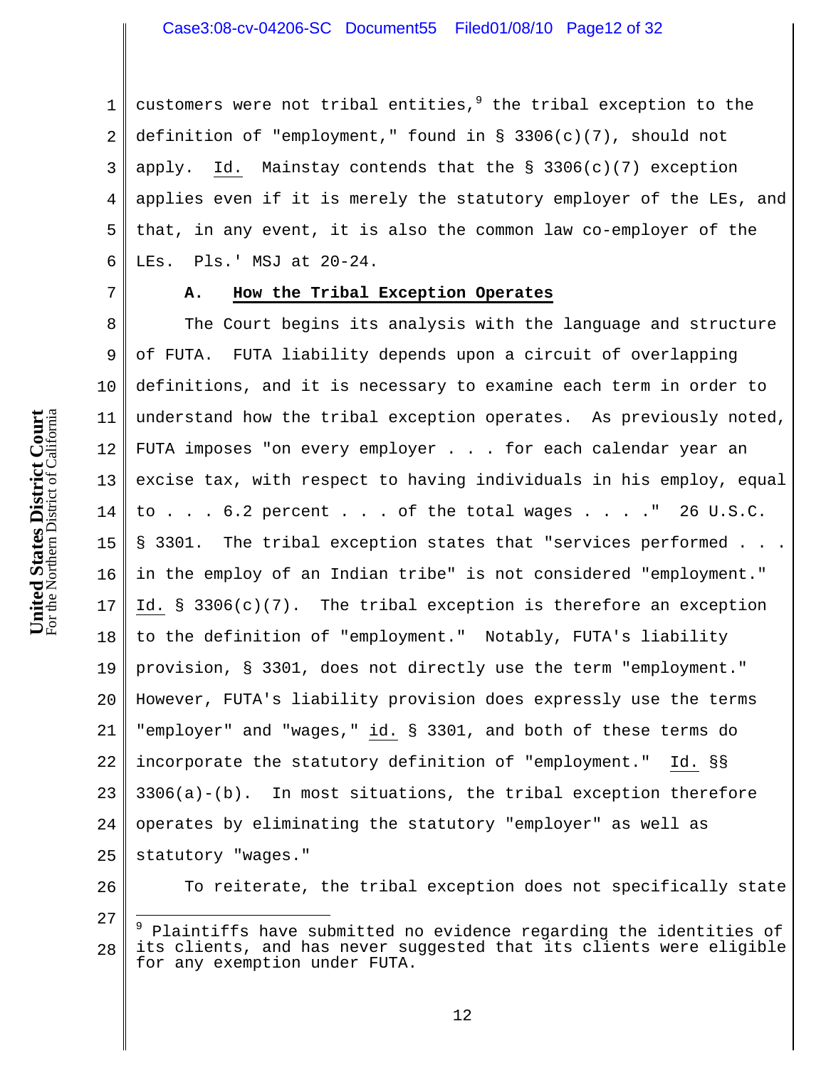customers were not tribal entities,[9] the tribal exception to the definition of "employment," found in § 3306(c)(7), should not apply. Id. Mainstay contends that the § 3306(c)(7) exception applies even if it is merely the statutory employer of the LEs, and that, in any event, it is also the common law co-employer of the LEs. Pls.' MSJ at 20-24.

### A. How the Tribal Exception Operates

The Court begins its analysis with the language and structure of FUTA. FUTA liability depends upon a circuit of overlapping definitions, and it is necessary to examine each term in order to understand how the tribal exception operates. As previously noted, FUTA imposes "on every employer . . . for each calendar year an excise tax, with respect to having individuals in his employ, equal to . . . 6.2 percent . . . of the total wages . . . ." 26 U.S.C. § 3301. The tribal exception states that "services performed . . . in the employ of an Indian tribe" is not considered "employment." Id. § 3306(c)(7). The tribal exception is therefore an exception to the definition of "employment." Notably, FUTA's liability provision, § 3301, does not directly use the term "employment." However, FUTA's liability provision does expressly use the terms "employer" and "wages," id. § 3301, and both of these terms do incorporate the statutory definition of "employment." Id. §§ 3306(a)-(b). In most situations, the tribal exception therefore operates by eliminating the statutory "employer" as well as statutory "wages."

To reiterate, the tribal exception does not specifically state

---

[9] Plaintiffs have submitted no evidence regarding the identities of its clients, and has never suggested that its clients were eligible for any exemption under FUTA.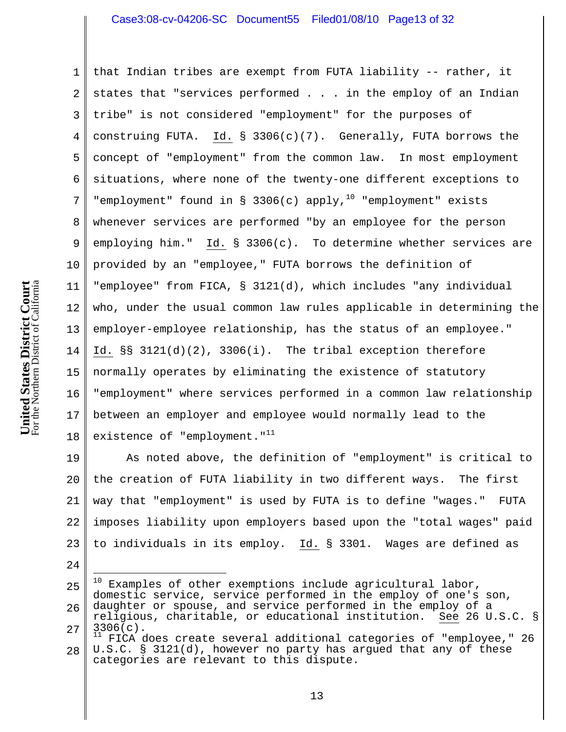that Indian tribes are exempt from FUTA liability -- rather, it states that "services performed . . . in the employ of an Indian tribe" is not considered "employment" for the purposes of construing FUTA. Id. § 3306(c)(7). Generally, FUTA borrows the concept of "employment" from the common law. In most employment situations, where none of the twenty-one different exceptions to "employment" found in § 3306(c) apply,[10] "employment" exists whenever services are performed "by an employee for the person employing him." Id. § 3306(c). To determine whether services are provided by an "employee," FUTA borrows the definition of "employee" from FICA, § 3121(d), which includes "any individual who, under the usual common law rules applicable in determining the employer-employee relationship, has the status of an employee." Id. §§ 3121(d)(2), 3306(i). The tribal exception therefore normally operates by eliminating the existence of statutory "employment" where services performed in a common law relationship between an employer and employee would normally lead to the existence of "employment."[11]

As noted above, the definition of "employment" is critical to the creation of FUTA liability in two different ways. The first way that "employment" is used by FUTA is to define "wages." FUTA imposes liability upon employers based upon the "total wages" paid to individuals in its employ. Id. § 3301. Wages are defined as

---

[10] Examples of other exemptions include agricultural labor, domestic service, service performed in the employ of one's son, daughter or spouse, and service performed in the employ of a religious, charitable, or educational institution. See 26 U.S.C. § 3306(c).

[11] FICA does create several additional categories of "employee," 26 U.S.C. § 3121(d), however no party has argued that any of these categories are relevant to this dispute.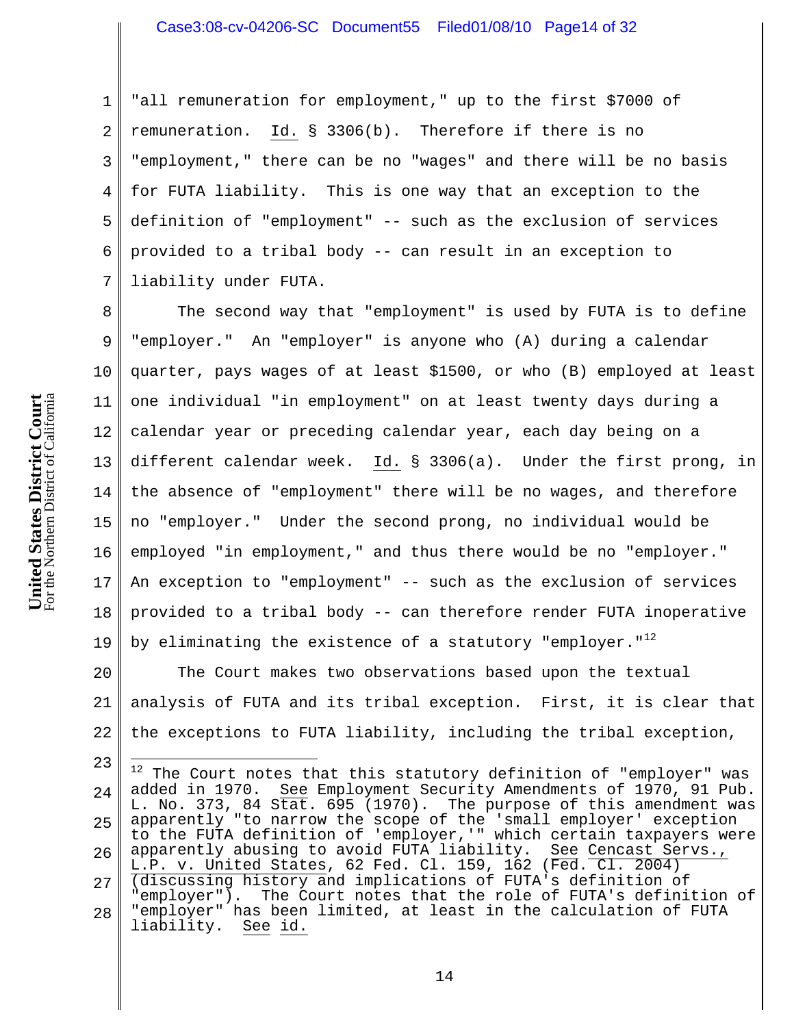"all remuneration for employment," up to the first $7000 of remuneration. Id. § 3306(b). Therefore if there is no "employment," there can be no "wages" and there will be no basis for FUTA liability. This is one way that an exception to the definition of "employment" -- such as the exclusion of services provided to a tribal body -- can result in an exception to liability under FUTA.

The second way that "employment" is used by FUTA is to define "employer." An "employer" is anyone who (A) during a calendar quarter, pays wages of at least $1500, or who (B) employed at least one individual "in employment" on at least twenty days during a calendar year or preceding calendar year, each day being on a different calendar week. Id. § 3306(a). Under the first prong, in the absence of "employment" there will be no wages, and therefore no "employer." Under the second prong, no individual would be employed "in employment," and thus there would be no "employer." An exception to "employment" -- such as the exclusion of services provided to a tribal body -- can therefore render FUTA inoperative by eliminating the existence of a statutory "employer."[12]

The Court makes two observations based upon the textual analysis of FUTA and its tribal exception. First, it is clear that the exceptions to FUTA liability, including the tribal exception,

---

[12] The Court notes that this statutory definition of "employer" was added in 1970. See Employment Security Amendments of 1970, 91 Pub. L. No. 373, 84 Stat. 695 (1970). The purpose of this amendment was apparently "to narrow the scope of the 'small employer' exception to the FUTA definition of 'employer,'" which certain taxpayers were apparently abusing to avoid FUTA liability. See Cencast Servs., L.P. v. United States, 62 Fed. Cl. 159, 162 (Fed. Cl. 2004) (discussing history and implications of FUTA's definition of "employer"). The Court notes that the role of FUTA's definition of "employer" has been limited, at least in the calculation of FUTA liability. See id.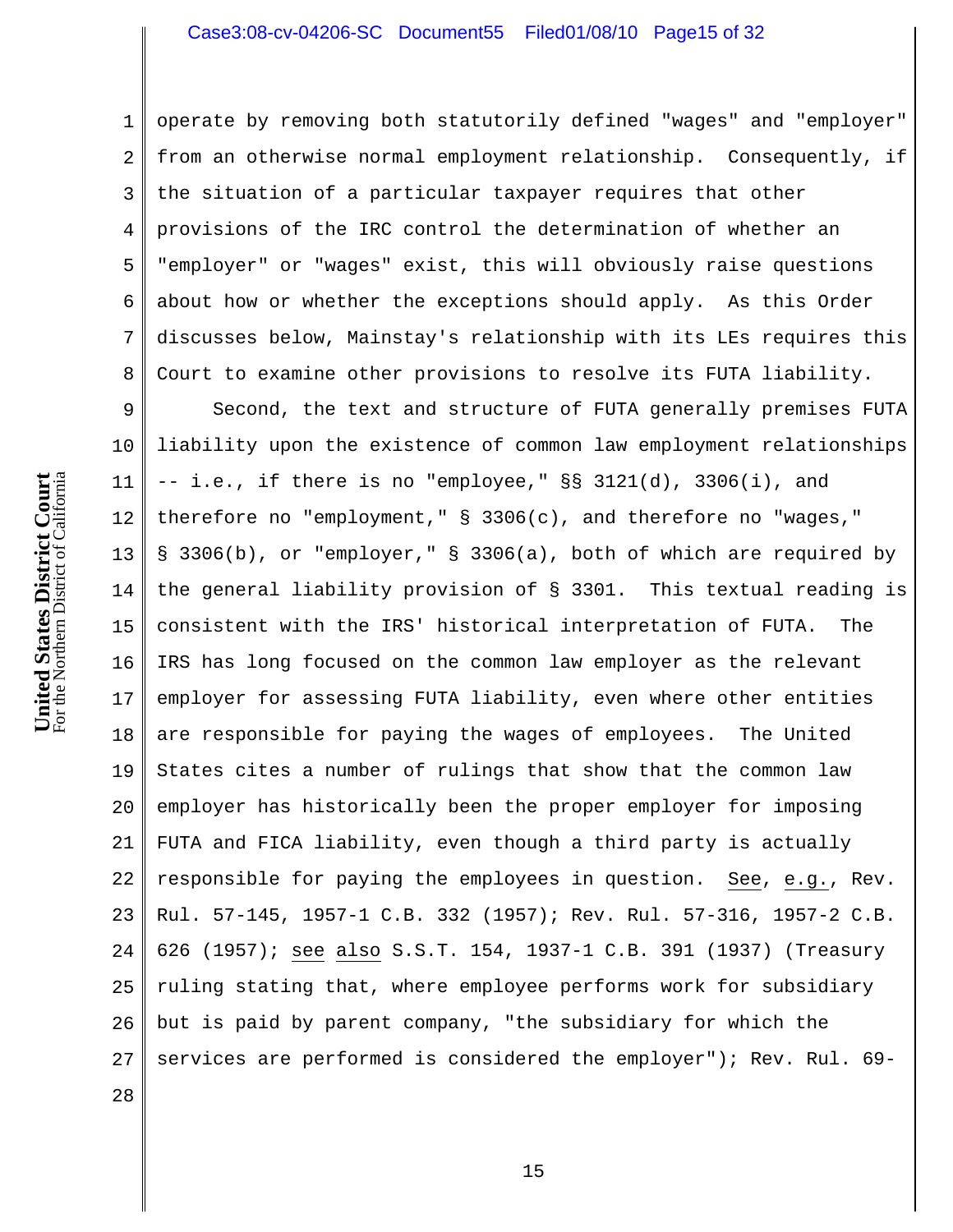operate by removing both statutorily defined "wages" and "employer" from an otherwise normal employment relationship. Consequently, if the situation of a particular taxpayer requires that other provisions of the IRC control the determination of whether an "employer" or "wages" exist, this will obviously raise questions about how or whether the exceptions should apply. As this Order discusses below, Mainstay's relationship with its LEs requires this Court to examine other provisions to resolve its FUTA liability.

Second, the text and structure of FUTA generally premises FUTA liability upon the existence of common law employment relationships -- i.e., if there is no "employee," §§ 3121(d), 3306(i), and therefore no "employment," § 3306(c), and therefore no "wages," § 3306(b), or "employer," § 3306(a), both of which are required by the general liability provision of § 3301. This textual reading is consistent with the IRS' historical interpretation of FUTA. The IRS has long focused on the common law employer as the relevant employer for assessing FUTA liability, even where other entities are responsible for paying the wages of employees. The United States cites a number of rulings that show that the common law employer has historically been the proper employer for imposing FUTA and FICA liability, even though a third party is actually responsible for paying the employees in question. See, e.g., Rev. Rul. 57-145, 1957-1 C.B. 332 (1957); Rev. Rul. 57-316, 1957-2 C.B. 626 (1957); see also S.S.T. 154, 1937-1 C.B. 391 (1937) (Treasury ruling stating that, where employee performs work for subsidiary but is paid by parent company, "the subsidiary for which the services are performed is considered the employer"); Rev. Rul. 69-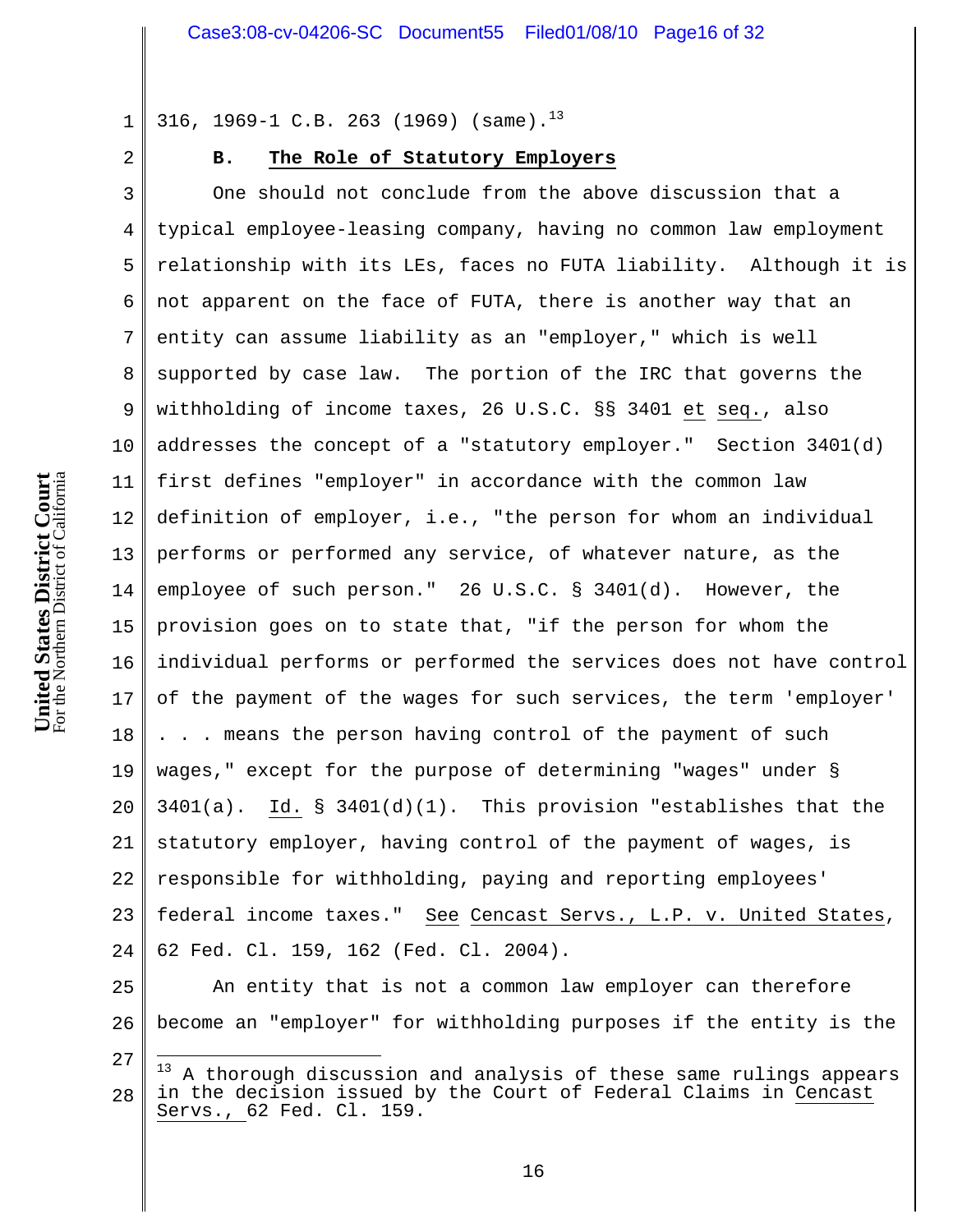316, 1969-1 C.B. 263 (1969) (same).[13]

### B. The Role of Statutory Employers

One should not conclude from the above discussion that a typical employee-leasing company, having no common law employment relationship with its LEs, faces no FUTA liability. Although it is not apparent on the face of FUTA, there is another way that an entity can assume liability as an "employer," which is well supported by case law. The portion of the IRC that governs the withholding of income taxes, 26 U.S.C. §§ 3401 et seq., also addresses the concept of a "statutory employer." Section 3401(d) first defines "employer" in accordance with the common law definition of employer, i.e., "the person for whom an individual performs or performed any service, of whatever nature, as the employee of such person." 26 U.S.C. § 3401(d). However, the provision goes on to state that, "if the person for whom the individual performs or performed the services does not have control of the payment of the wages for such services, the term 'employer' . . . means the person having control of the payment of such wages," except for the purpose of determining "wages" under § 3401(a). Id. § 3401(d)(1). This provision "establishes that the statutory employer, having control of the payment of wages, is responsible for withholding, paying and reporting employees' federal income taxes." See Cencast Servs., L.P. v. United States, 62 Fed. Cl. 159, 162 (Fed. Cl. 2004).

An entity that is not a common law employer can therefore become an "employer" for withholding purposes if the entity is the

[13] A thorough discussion and analysis of these same rulings appears in the decision issued by the Court of Federal Claims in Cencast Servs., 62 Fed. Cl. 159.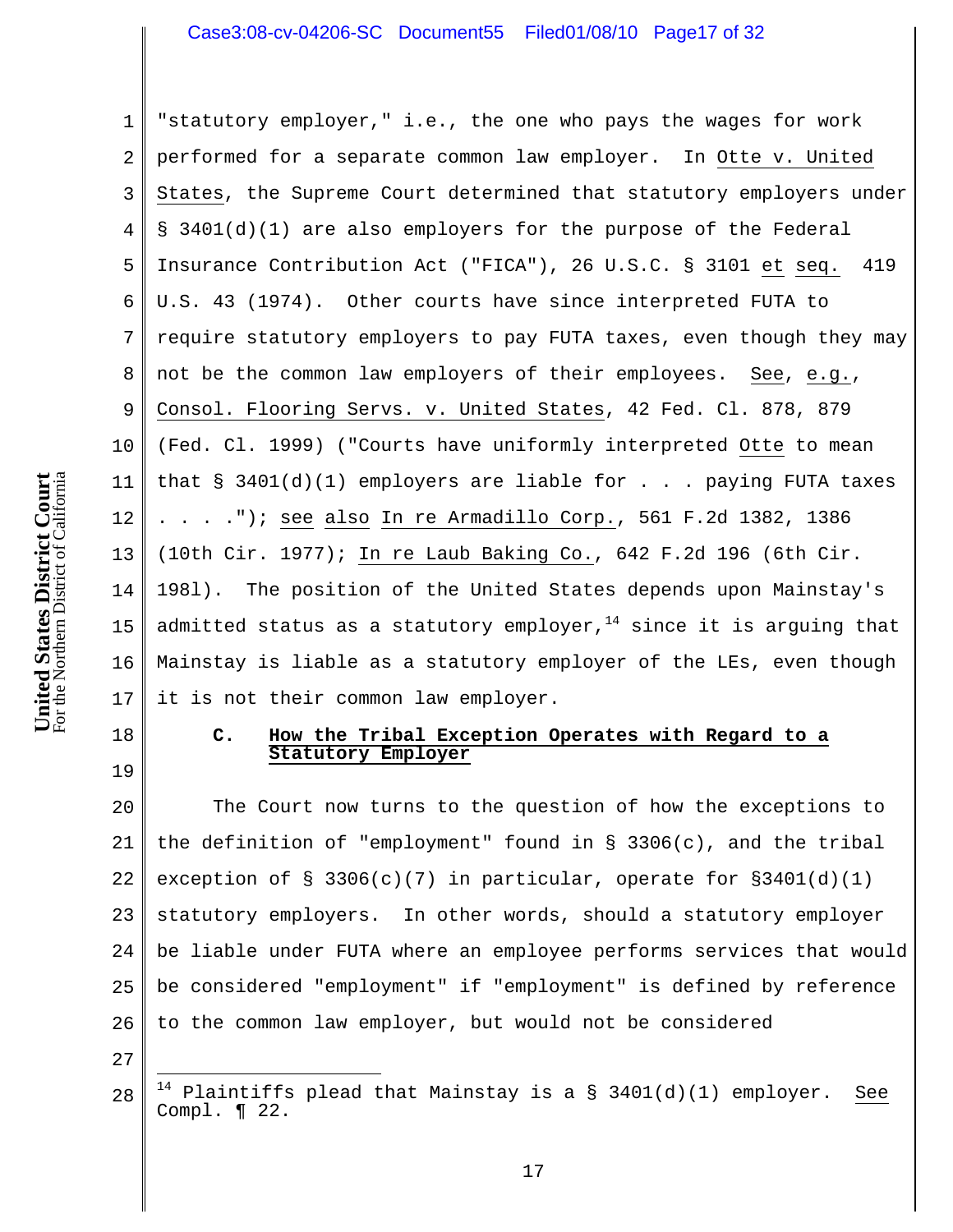"statutory employer," i.e., the one who pays the wages for work performed for a separate common law employer. In Otte v. United States, the Supreme Court determined that statutory employers under § 3401(d)(1) are also employers for the purpose of the Federal Insurance Contribution Act ("FICA"), 26 U.S.C. § 3101 et seq. 419 U.S. 43 (1974). Other courts have since interpreted FUTA to require statutory employers to pay FUTA taxes, even though they may not be the common law employers of their employees. See, e.g., Consol. Flooring Servs. v. United States, 42 Fed. Cl. 878, 879 (Fed. Cl. 1999) ("Courts have uniformly interpreted Otte to mean that § 3401(d)(1) employers are liable for . . . paying FUTA taxes . . . ."); see also In re Armadillo Corp., 561 F.2d 1382, 1386 (10th Cir. 1977); In re Laub Baking Co., 642 F.2d 196 (6th Cir. 1981). The position of the United States depends upon Mainstay's admitted status as a statutory employer,[14] since it is arguing that Mainstay is liable as a statutory employer of the LEs, even though it is not their common law employer.

### C. How the Tribal Exception Operates with Regard to a Statutory Employer

The Court now turns to the question of how the exceptions to the definition of "employment" found in § 3306(c), and the tribal exception of § 3306(c)(7) in particular, operate for §3401(d)(1) statutory employers. In other words, should a statutory employer be liable under FUTA where an employee performs services that would be considered "employment" if "employment" is defined by reference to the common law employer, but would not be considered

---

[14] Plaintiffs plead that Mainstay is a § 3401(d)(1) employer. See Compl. ¶ 22.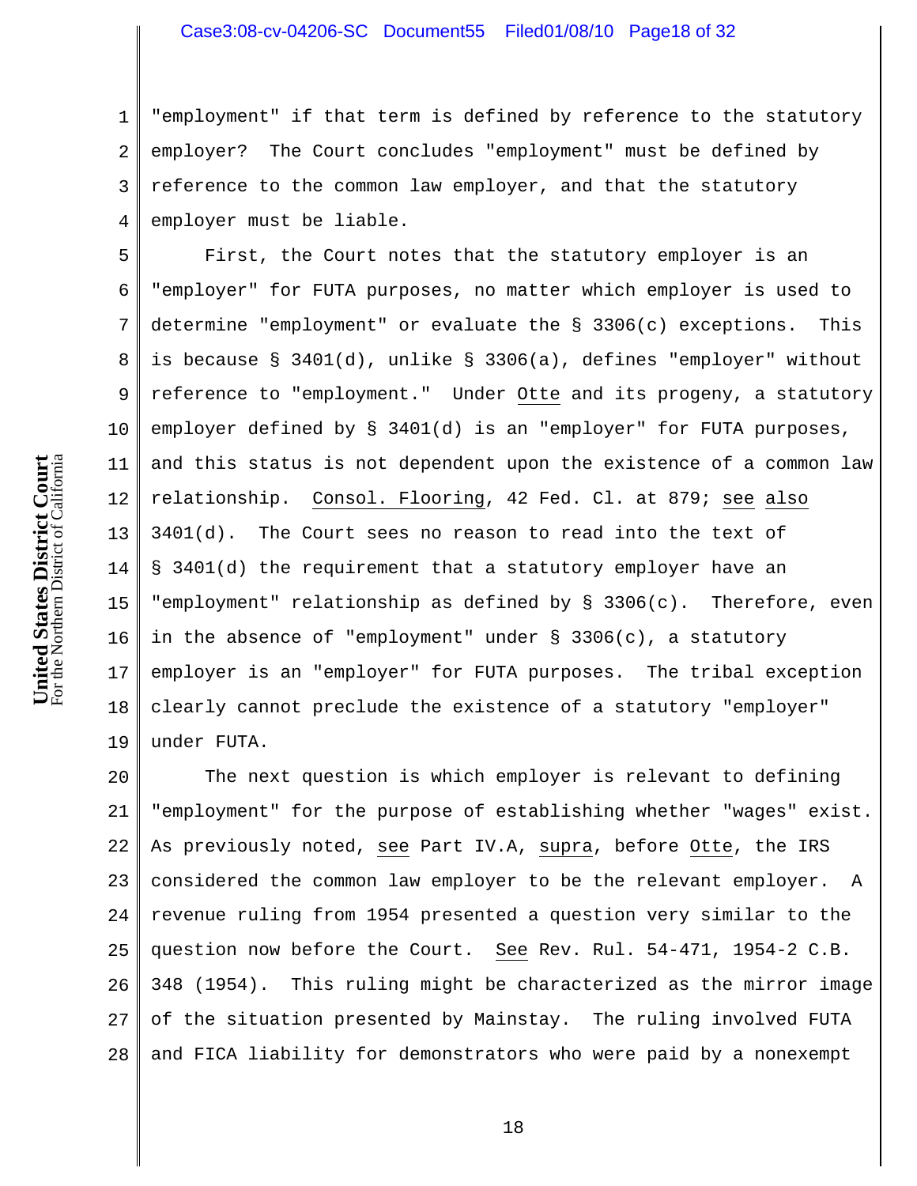"employment" if that term is defined by reference to the statutory employer? The Court concludes "employment" must be defined by reference to the common law employer, and that the statutory employer must be liable.

First, the Court notes that the statutory employer is an "employer" for FUTA purposes, no matter which employer is used to determine "employment" or evaluate the § 3306(c) exceptions. This is because § 3401(d), unlike § 3306(a), defines "employer" without reference to "employment." Under Otte and its progeny, a statutory employer defined by § 3401(d) is an "employer" for FUTA purposes, and this status is not dependent upon the existence of a common law relationship. Consol. Flooring, 42 Fed. Cl. at 879; see also 3401(d). The Court sees no reason to read into the text of § 3401(d) the requirement that a statutory employer have an "employment" relationship as defined by § 3306(c). Therefore, even in the absence of "employment" under § 3306(c), a statutory employer is an "employer" for FUTA purposes. The tribal exception clearly cannot preclude the existence of a statutory "employer" under FUTA.

The next question is which employer is relevant to defining "employment" for the purpose of establishing whether "wages" exist. As previously noted, see Part IV.A, supra, before Otte, the IRS considered the common law employer to be the relevant employer. A revenue ruling from 1954 presented a question very similar to the question now before the Court. See Rev. Rul. 54-471, 1954-2 C.B. 348 (1954). This ruling might be characterized as the mirror image of the situation presented by Mainstay. The ruling involved FUTA and FICA liability for demonstrators who were paid by a nonexempt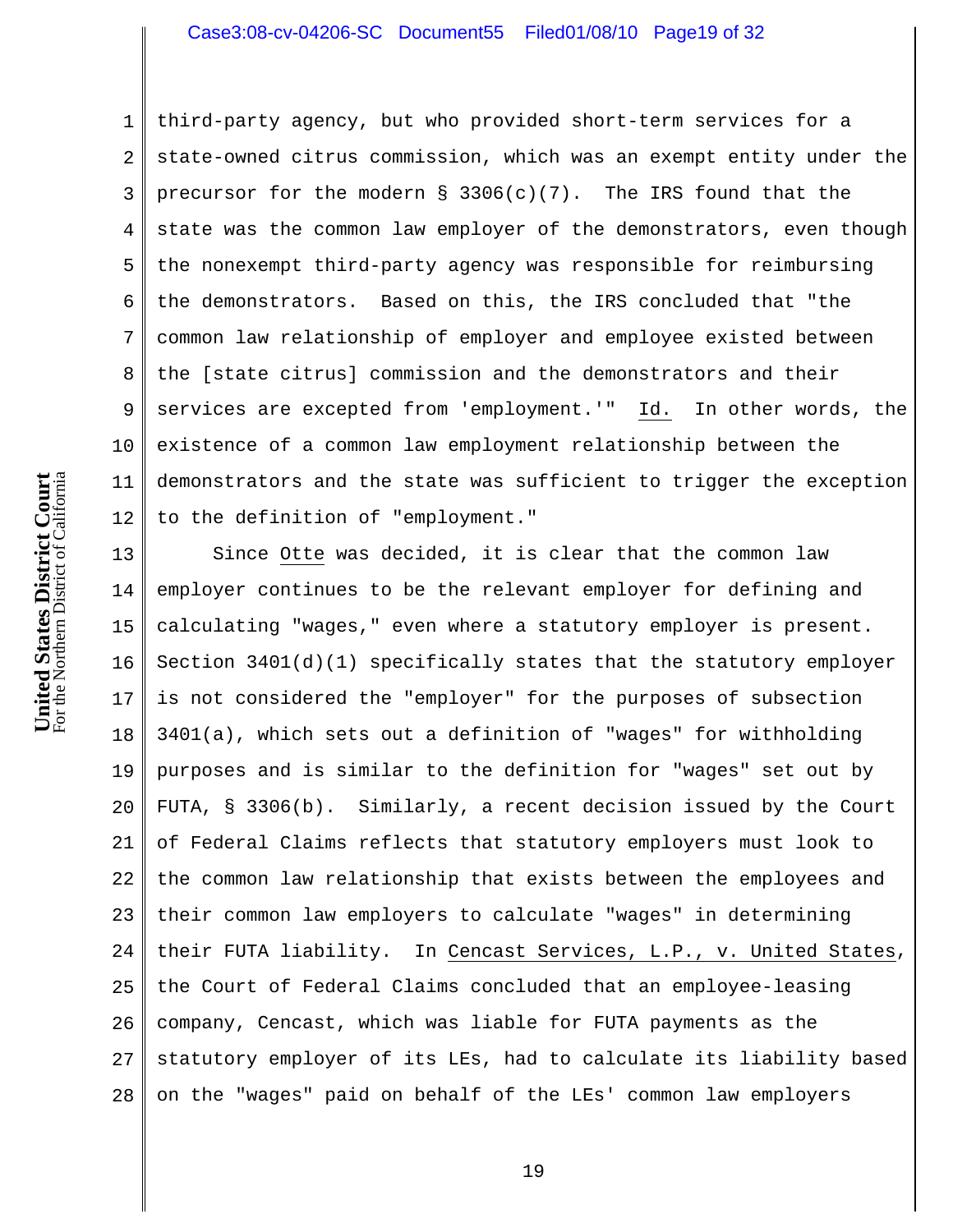third-party agency, but who provided short-term services for a state-owned citrus commission, which was an exempt entity under the precursor for the modern § 3306(c)(7). The IRS found that the state was the common law employer of the demonstrators, even though the nonexempt third-party agency was responsible for reimbursing the demonstrators. Based on this, the IRS concluded that "the common law relationship of employer and employee existed between the [state citrus] commission and the demonstrators and their services are excepted from 'employment.'" Id. In other words, the existence of a common law employment relationship between the demonstrators and the state was sufficient to trigger the exception to the definition of "employment."

Since Otte was decided, it is clear that the common law employer continues to be the relevant employer for defining and calculating "wages," even where a statutory employer is present. Section 3401(d)(1) specifically states that the statutory employer is not considered the "employer" for the purposes of subsection 3401(a), which sets out a definition of "wages" for withholding purposes and is similar to the definition for "wages" set out by FUTA, § 3306(b). Similarly, a recent decision issued by the Court of Federal Claims reflects that statutory employers must look to the common law relationship that exists between the employees and their common law employers to calculate "wages" in determining their FUTA liability. In Cencast Services, L.P., v. United States, the Court of Federal Claims concluded that an employee-leasing company, Cencast, which was liable for FUTA payments as the statutory employer of its LEs, had to calculate its liability based on the "wages" paid on behalf of the LEs' common law employers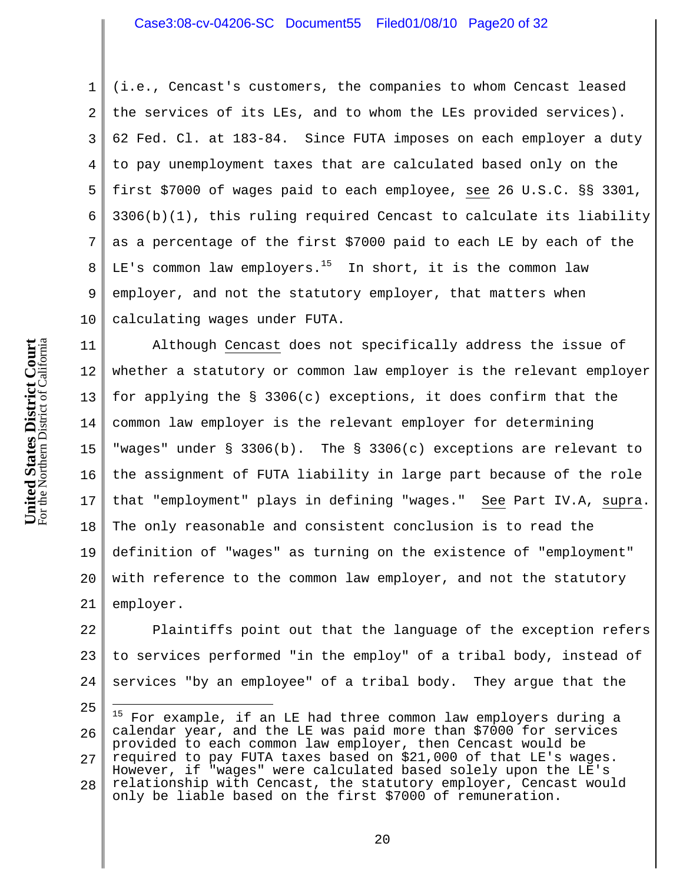(i.e., Cencast's customers, the companies to whom Cencast leased the services of its LEs, and to whom the LEs provided services). 62 Fed. Cl. at 183-84. Since FUTA imposes on each employer a duty to pay unemployment taxes that are calculated based only on the first $7000 of wages paid to each employee, see 26 U.S.C. §§ 3301, 3306(b)(1), this ruling required Cencast to calculate its liability as a percentage of the first $7000 paid to each LE by each of the LE's common law employers.[15] In short, it is the common law employer, and not the statutory employer, that matters when calculating wages under FUTA.

Although Cencast does not specifically address the issue of whether a statutory or common law employer is the relevant employer for applying the § 3306(c) exceptions, it does confirm that the common law employer is the relevant employer for determining "wages" under § 3306(b). The § 3306(c) exceptions are relevant to the assignment of FUTA liability in large part because of the role that "employment" plays in defining "wages." See Part IV.A, supra. The only reasonable and consistent conclusion is to read the definition of "wages" as turning on the existence of "employment" with reference to the common law employer, and not the statutory employer.

Plaintiffs point out that the language of the exception refers to services performed "in the employ" of a tribal body, instead of services "by an employee" of a tribal body. They argue that the

---

[15] For example, if an LE had three common law employers during a calendar year, and the LE was paid more than $7000 for services provided to each common law employer, then Cencast would be required to pay FUTA taxes based on $21,000 of that LE's wages. However, if "wages" were calculated based solely upon the LE's relationship with Cencast, the statutory employer, Cencast would only be liable based on the first $7000 of remuneration.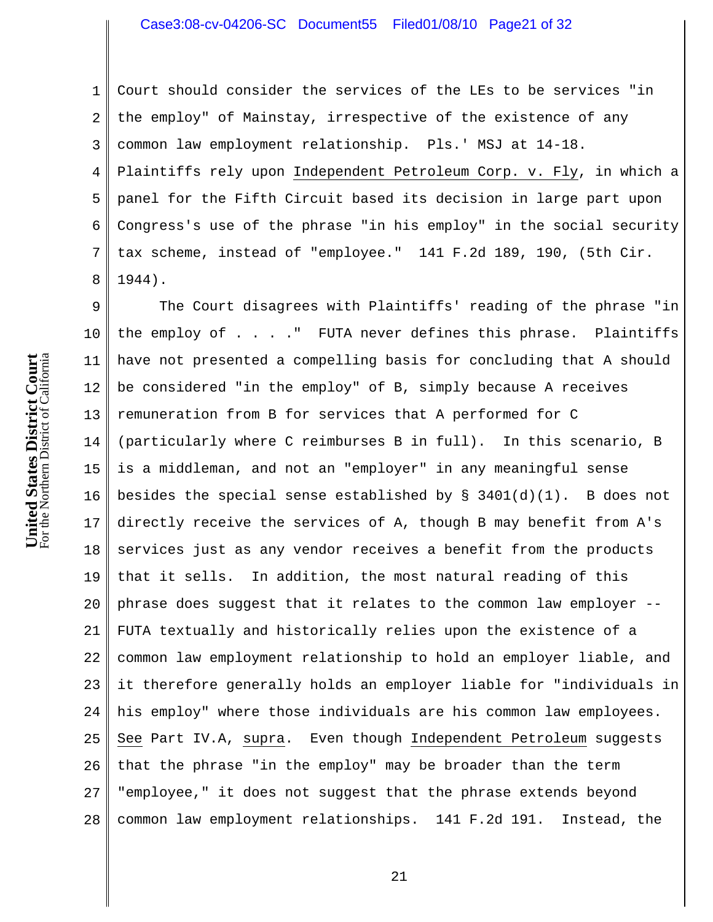Court should consider the services of the LEs to be services "in the employ" of Mainstay, irrespective of the existence of any common law employment relationship. Pls.' MSJ at 14-18. Plaintiffs rely upon Independent Petroleum Corp. v. Fly, in which a panel for the Fifth Circuit based its decision in large part upon Congress's use of the phrase "in his employ" in the social security tax scheme, instead of "employee." 141 F.2d 189, 190, (5th Cir. 1944).

The Court disagrees with Plaintiffs' reading of the phrase "in the employ of . . . ." FUTA never defines this phrase. Plaintiffs have not presented a compelling basis for concluding that A should be considered "in the employ" of B, simply because A receives remuneration from B for services that A performed for C (particularly where C reimburses B in full). In this scenario, B is a middleman, and not an "employer" in any meaningful sense besides the special sense established by § 3401(d)(1). B does not directly receive the services of A, though B may benefit from A's services just as any vendor receives a benefit from the products that it sells. In addition, the most natural reading of this phrase does suggest that it relates to the common law employer -- FUTA textually and historically relies upon the existence of a common law employment relationship to hold an employer liable, and it therefore generally holds an employer liable for "individuals in his employ" where those individuals are his common law employees. See Part IV.A, supra. Even though Independent Petroleum suggests that the phrase "in the employ" may be broader than the term "employee," it does not suggest that the phrase extends beyond common law employment relationships. 141 F.2d 191. Instead, the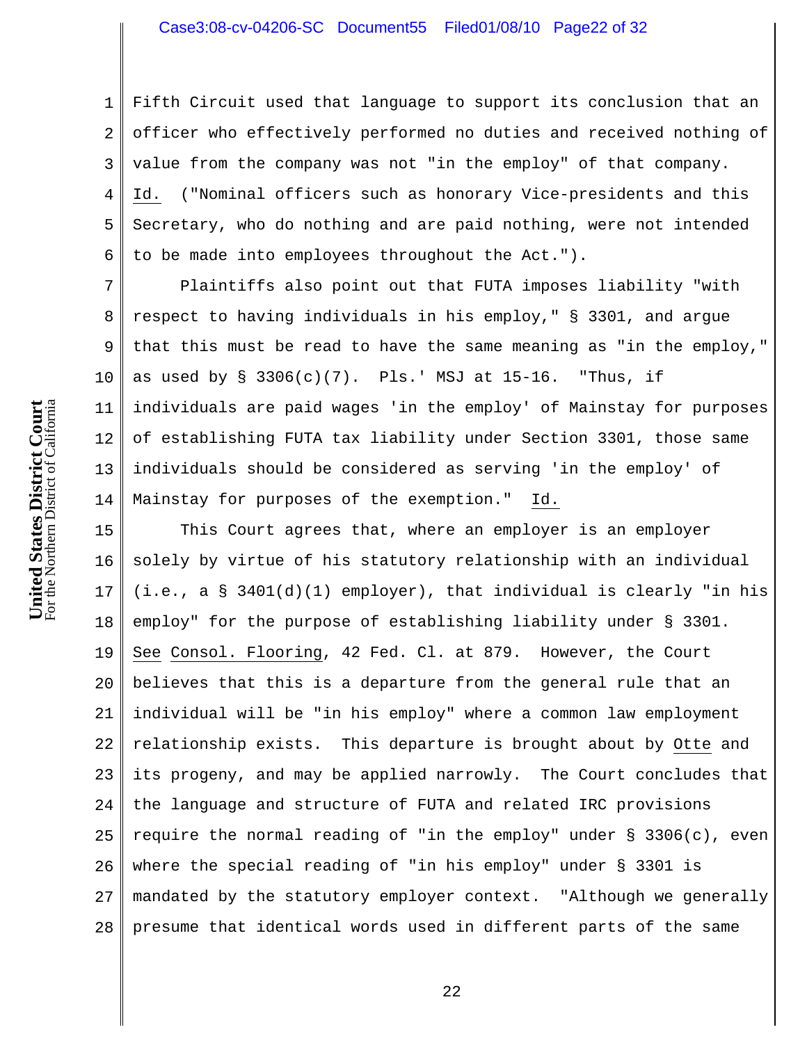Fifth Circuit used that language to support its conclusion that an officer who effectively performed no duties and received nothing of value from the company was not "in the employ" of that company. Id. ("Nominal officers such as honorary Vice-presidents and this Secretary, who do nothing and are paid nothing, were not intended to be made into employees throughout the Act.").

Plaintiffs also point out that FUTA imposes liability "with respect to having individuals in his employ," § 3301, and argue that this must be read to have the same meaning as "in the employ," as used by § 3306(c)(7). Pls.' MSJ at 15-16. "Thus, if individuals are paid wages 'in the employ' of Mainstay for purposes of establishing FUTA tax liability under Section 3301, those same individuals should be considered as serving 'in the employ' of Mainstay for purposes of the exemption." Id.

This Court agrees that, where an employer is an employer solely by virtue of his statutory relationship with an individual (i.e., a § 3401(d)(1) employer), that individual is clearly "in his employ" for the purpose of establishing liability under § 3301. See Consol. Flooring, 42 Fed. Cl. at 879. However, the Court believes that this is a departure from the general rule that an individual will be "in his employ" where a common law employment relationship exists. This departure is brought about by Otte and its progeny, and may be applied narrowly. The Court concludes that the language and structure of FUTA and related IRC provisions require the normal reading of "in the employ" under § 3306(c), even where the special reading of "in his employ" under § 3301 is mandated by the statutory employer context. "Although we generally presume that identical words used in different parts of the same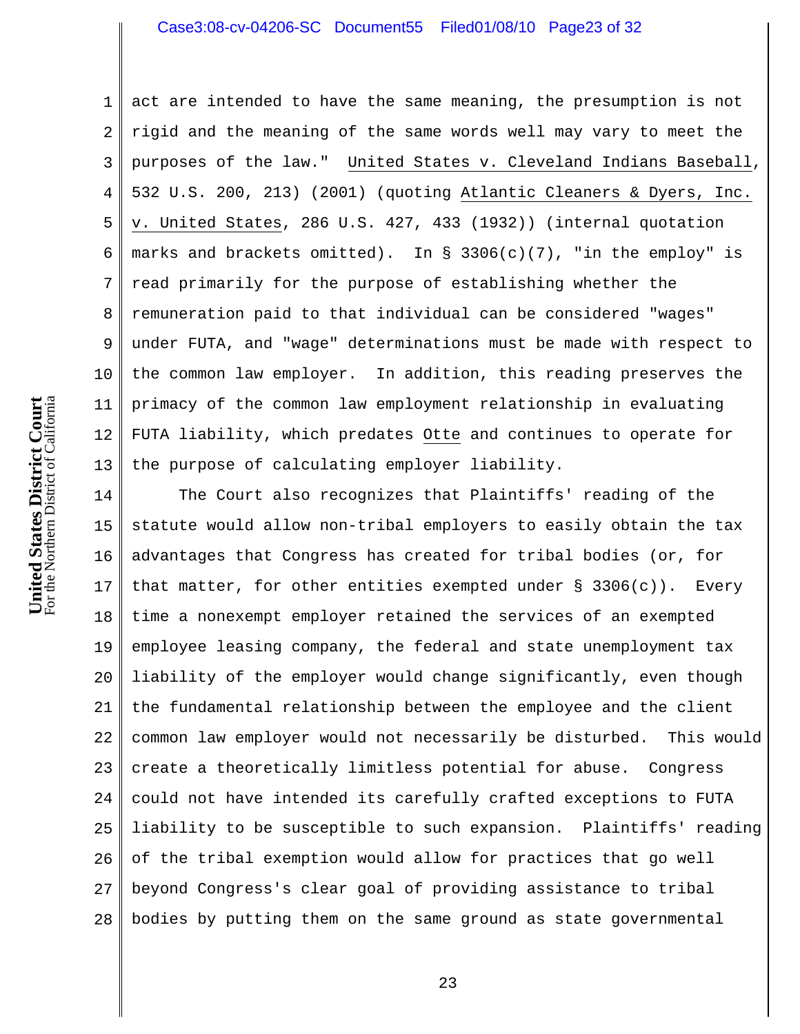act are intended to have the same meaning, the presumption is not rigid and the meaning of the same words well may vary to meet the purposes of the law." United States v. Cleveland Indians Baseball, 532 U.S. 200, 213) (2001) (quoting Atlantic Cleaners & Dyers, Inc. v. United States, 286 U.S. 427, 433 (1932)) (internal quotation marks and brackets omitted). In § 3306(c)(7), "in the employ" is read primarily for the purpose of establishing whether the remuneration paid to that individual can be considered "wages" under FUTA, and "wage" determinations must be made with respect to the common law employer. In addition, this reading preserves the primacy of the common law employment relationship in evaluating FUTA liability, which predates Otte and continues to operate for the purpose of calculating employer liability.

The Court also recognizes that Plaintiffs' reading of the statute would allow non-tribal employers to easily obtain the tax advantages that Congress has created for tribal bodies (or, for that matter, for other entities exempted under § 3306(c)). Every time a nonexempt employer retained the services of an exempted employee leasing company, the federal and state unemployment tax liability of the employer would change significantly, even though the fundamental relationship between the employee and the client common law employer would not necessarily be disturbed. This would create a theoretically limitless potential for abuse. Congress could not have intended its carefully crafted exceptions to FUTA liability to be susceptible to such expansion. Plaintiffs' reading of the tribal exemption would allow for practices that go well beyond Congress's clear goal of providing assistance to tribal bodies by putting them on the same ground as state governmental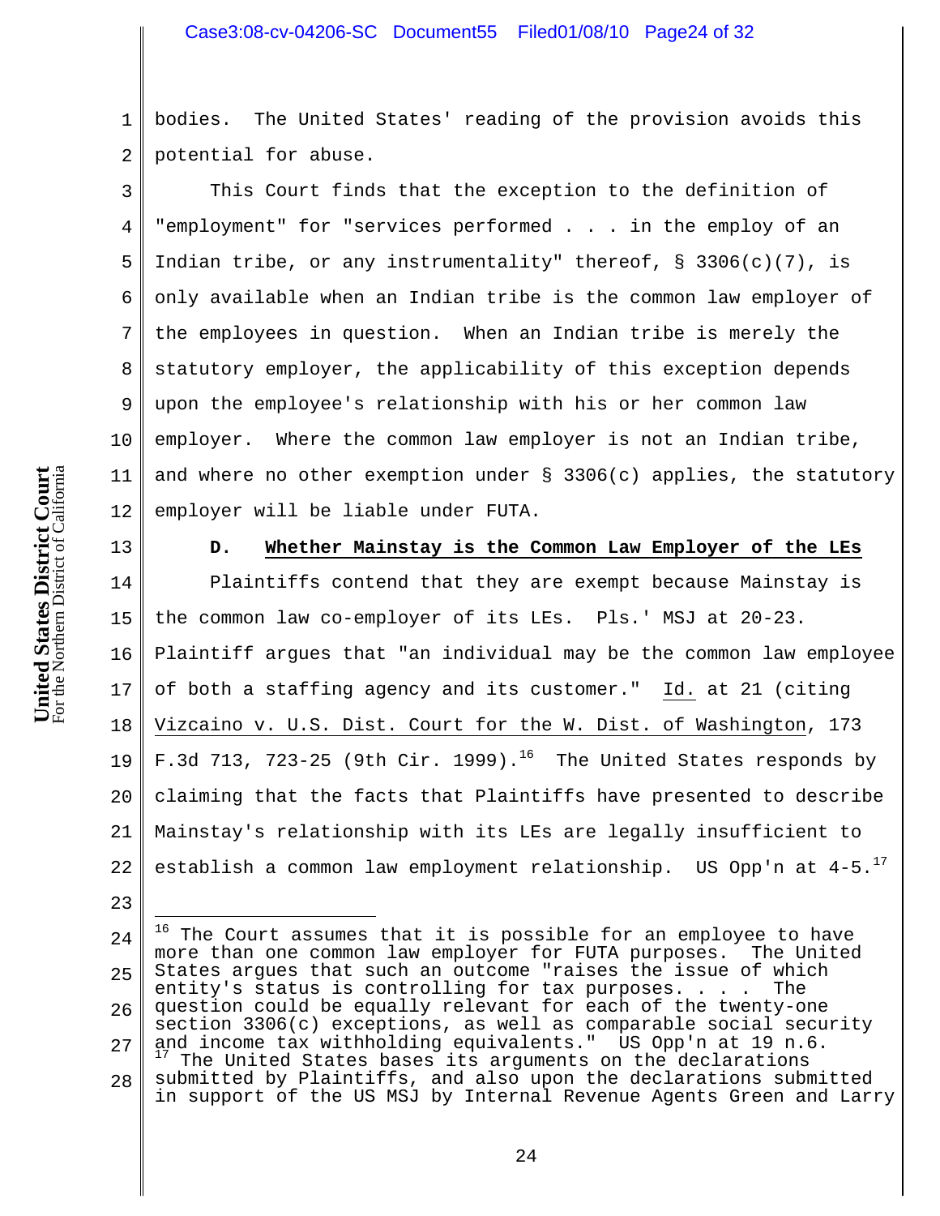bodies. The United States' reading of the provision avoids this potential for abuse.

This Court finds that the exception to the definition of "employment" for "services performed . . . in the employ of an Indian tribe, or any instrumentality" thereof, § 3306(c)(7), is only available when an Indian tribe is the common law employer of the employees in question. When an Indian tribe is merely the statutory employer, the applicability of this exception depends upon the employee's relationship with his or her common law employer. Where the common law employer is not an Indian tribe, and where no other exemption under § 3306(c) applies, the statutory employer will be liable under FUTA.

### D. Whether Mainstay is the Common Law Employer of the LEs

Plaintiffs contend that they are exempt because Mainstay is the common law co-employer of its LEs. Pls.' MSJ at 20-23. Plaintiff argues that "an individual may be the common law employee of both a staffing agency and its customer." Id. at 21 (citing Vizcaino v. U.S. Dist. Court for the W. Dist. of Washington, 173 F.3d 713, 723-25 (9th Cir. 1999).[16] The United States responds by claiming that the facts that Plaintiffs have presented to describe Mainstay's relationship with its LEs are legally insufficient to establish a common law employment relationship. US Opp'n at 4-5.[17]

---

[16] The Court assumes that it is possible for an employee to have more than one common law employer for FUTA purposes. The United States argues that such an outcome "raises the issue of which entity's status is controlling for tax purposes. . . . The question could be equally relevant for each of the twenty-one section 3306(c) exceptions, as well as comparable social security and income tax withholding equivalents." US Opp'n at 19 n.6.

[17] The United States bases its arguments on the declarations submitted by Plaintiffs, and also upon the declarations submitted in support of the US MSJ by Internal Revenue Agents Green and Larry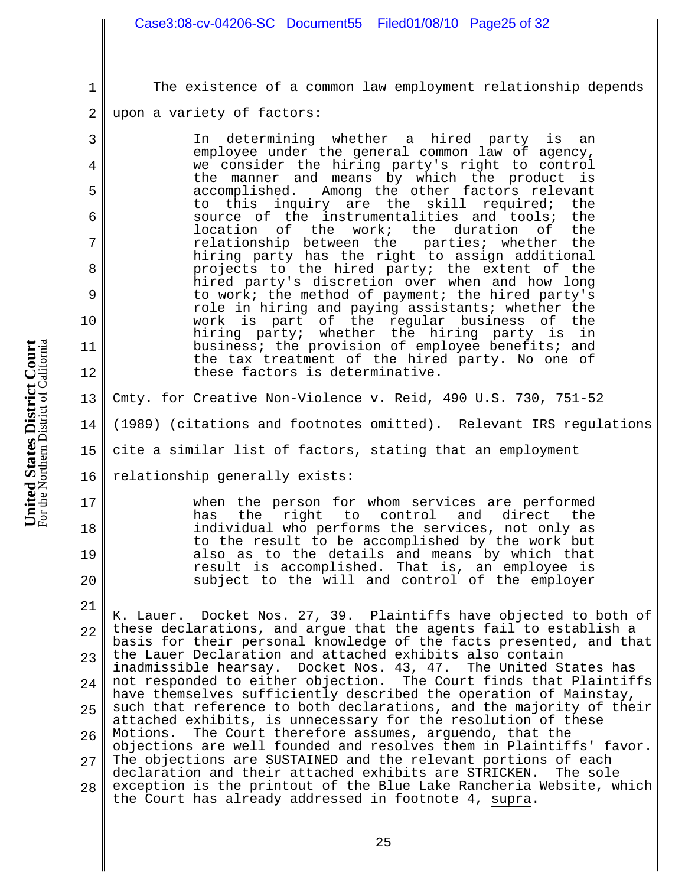The existence of a common law employment relationship depends upon a variety of factors:

> In determining whether a hired party is an employee under the general common law of agency, we consider the hiring party's right to control the manner and means by which the product is accomplished. Among the other factors relevant to this inquiry are the skill required; the source of the instrumentalities and tools; the location of the work; the duration of the relationship between the parties; whether the hiring party has the right to assign additional projects to the hired party; the extent of the hired party's discretion over when and how long to work; the method of payment; the hired party's role in hiring and paying assistants; whether the work is part of the regular business of the hiring party; whether the hiring party is in business; the provision of employee benefits; and the tax treatment of the hired party. No one of these factors is determinative.

Cmty. for Creative Non-Violence v. Reid, 490 U.S. 730, 751-52 (1989) (citations and footnotes omitted). Relevant IRS regulations cite a similar list of factors, stating that an employment relationship generally exists:

> when the person for whom services are performed has the right to control and direct the individual who performs the services, not only as to the result to be accomplished by the work but also as to the details and means by which that result is accomplished. That is, an employee is subject to the will and control of the employer

---

K. Lauer. Docket Nos. 27, 39. Plaintiffs have objected to both of these declarations, and argue that the agents fail to establish a basis for their personal knowledge of the facts presented, and that the Lauer Declaration and attached exhibits also contain inadmissible hearsay. Docket Nos. 43, 47. The United States has not responded to either objection. The Court finds that Plaintiffs have themselves sufficiently described the operation of Mainstay, such that reference to both declarations, and the majority of their attached exhibits, is unnecessary for the resolution of these Motions. The Court therefore assumes, arguendo, that the objections are well founded and resolves them in Plaintiffs' favor. The objections are SUSTAINED and the relevant portions of each declaration and their attached exhibits are STRICKEN. The sole exception is the printout of the Blue Lake Rancheria Website, which the Court has already addressed in footnote 4, supra.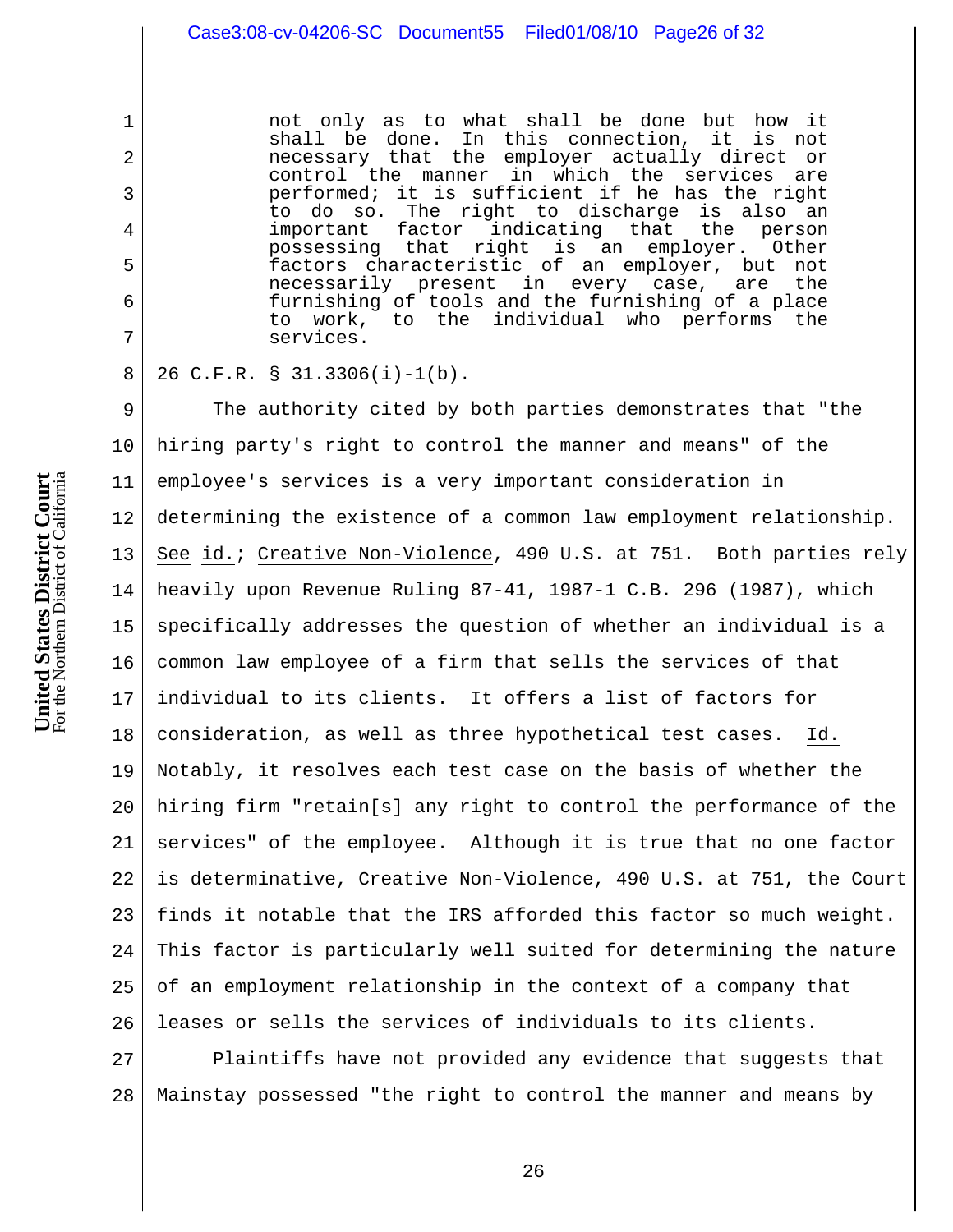> not only as to what shall be done but how it shall be done. In this connection, it is not necessary that the employer actually direct or control the manner in which the services are performed; it is sufficient if he has the right to do so. The right to discharge is also an important factor indicating that the person possessing that right is an employer. Other factors characteristic of an employer, but not necessarily present in every case, are the furnishing of tools and the furnishing of a place to work, to the individual who performs the services.

26 C.F.R. § 31.3306(i)-1(b).

The authority cited by both parties demonstrates that "the hiring party's right to control the manner and means" of the employee's services is a very important consideration in determining the existence of a common law employment relationship. See id.; Creative Non-Violence, 490 U.S. at 751. Both parties rely heavily upon Revenue Ruling 87-41, 1987-1 C.B. 296 (1987), which specifically addresses the question of whether an individual is a common law employee of a firm that sells the services of that individual to its clients. It offers a list of factors for consideration, as well as three hypothetical test cases. Id. Notably, it resolves each test case on the basis of whether the hiring firm "retain[s] any right to control the performance of the services" of the employee. Although it is true that no one factor is determinative, Creative Non-Violence, 490 U.S. at 751, the Court finds it notable that the IRS afforded this factor so much weight. This factor is particularly well suited for determining the nature of an employment relationship in the context of a company that leases or sells the services of individuals to its clients.

Plaintiffs have not provided any evidence that suggests that Mainstay possessed "the right to control the manner and means by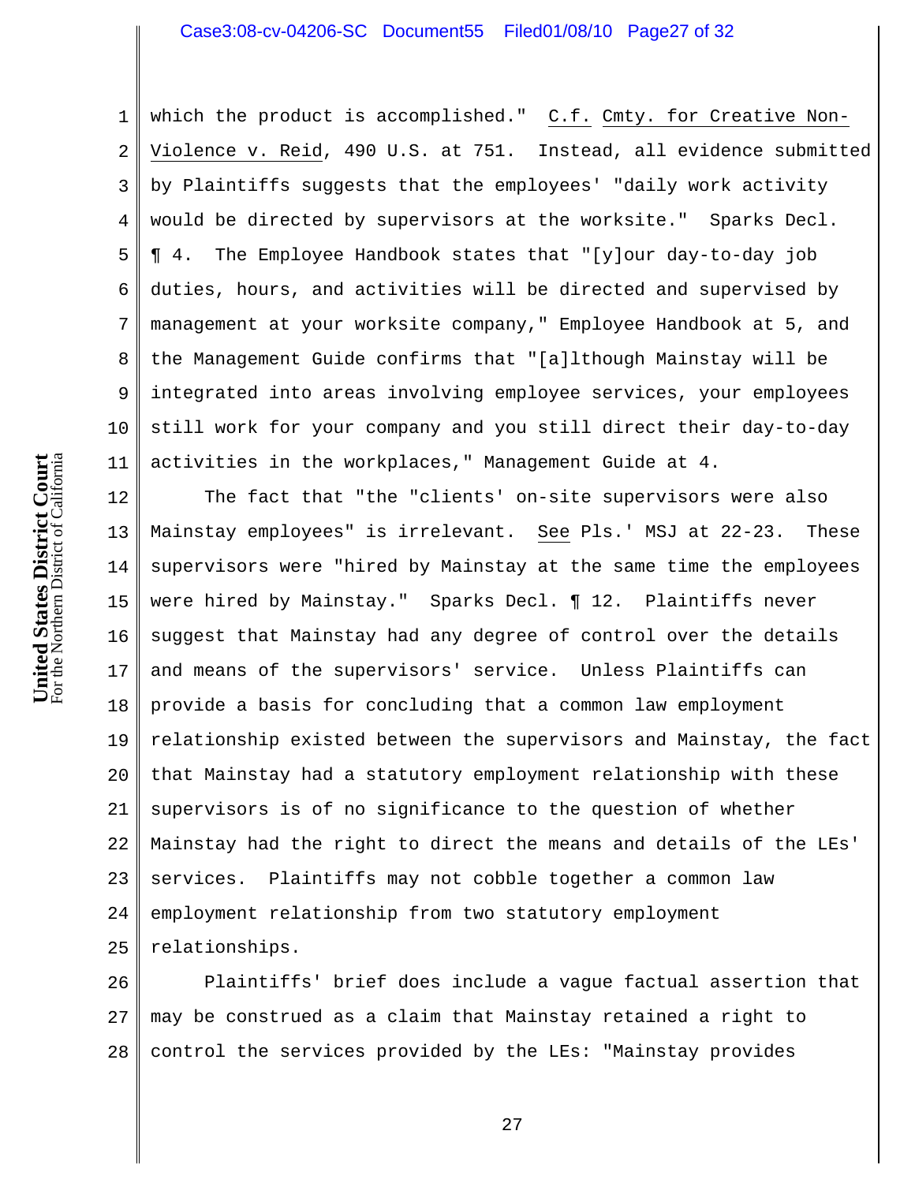which the product is accomplished." C.f. Cmty. for Creative Non-Violence v. Reid, 490 U.S. at 751. Instead, all evidence submitted by Plaintiffs suggests that the employees' "daily work activity would be directed by supervisors at the worksite." Sparks Decl. ¶ 4. The Employee Handbook states that "[y]our day-to-day job duties, hours, and activities will be directed and supervised by management at your worksite company," Employee Handbook at 5, and the Management Guide confirms that "[a]lthough Mainstay will be integrated into areas involving employee services, your employees still work for your company and you still direct their day-to-day activities in the workplaces," Management Guide at 4.

The fact that "the "clients' on-site supervisors were also Mainstay employees" is irrelevant. See Pls.' MSJ at 22-23. These supervisors were "hired by Mainstay at the same time the employees were hired by Mainstay." Sparks Decl. ¶ 12. Plaintiffs never suggest that Mainstay had any degree of control over the details and means of the supervisors' service. Unless Plaintiffs can provide a basis for concluding that a common law employment relationship existed between the supervisors and Mainstay, the fact that Mainstay had a statutory employment relationship with these supervisors is of no significance to the question of whether Mainstay had the right to direct the means and details of the LEs' services. Plaintiffs may not cobble together a common law employment relationship from two statutory employment relationships.

Plaintiffs' brief does include a vague factual assertion that may be construed as a claim that Mainstay retained a right to control the services provided by the LEs: "Mainstay provides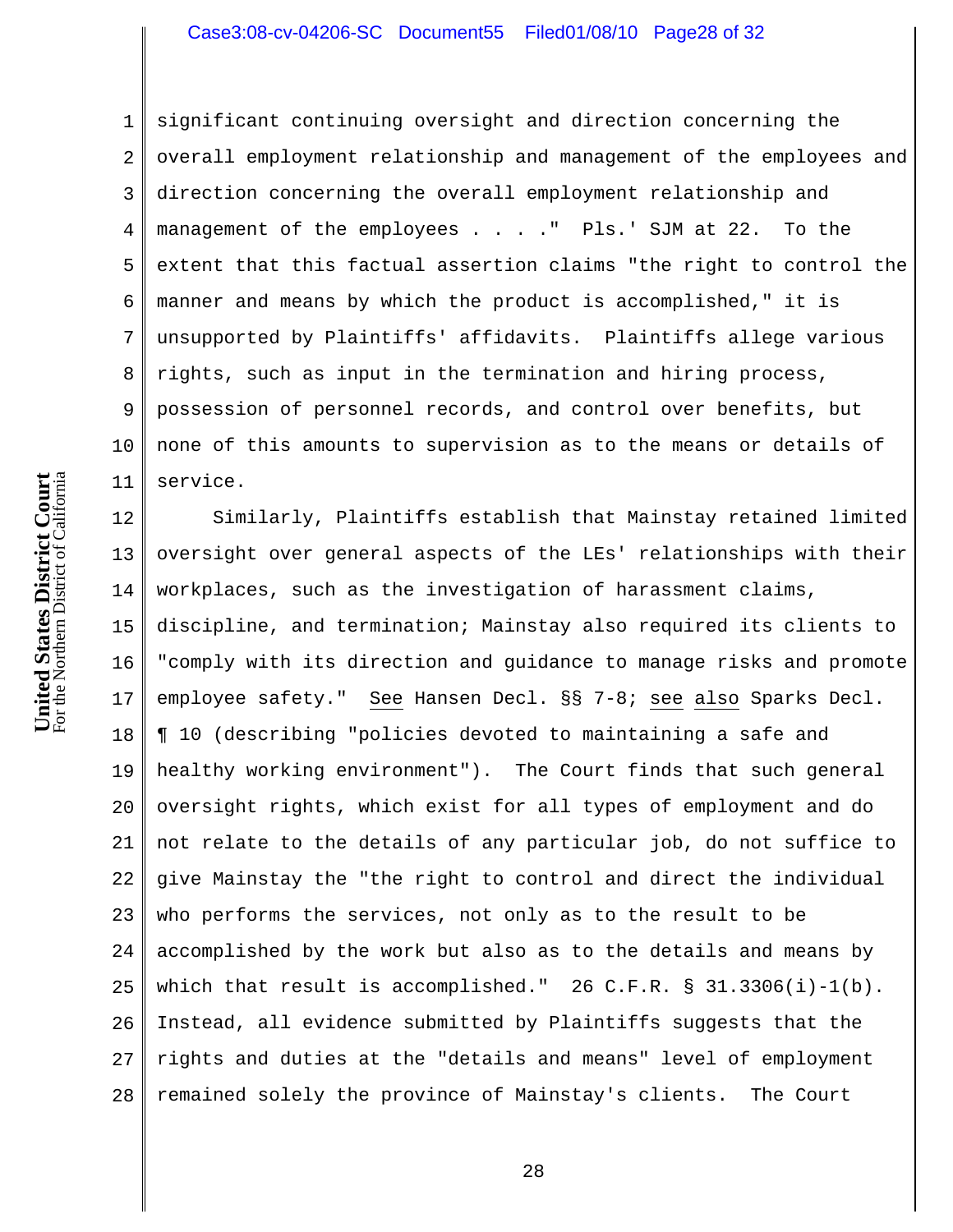significant continuing oversight and direction concerning the overall employment relationship and management of the employees and direction concerning the overall employment relationship and management of the employees . . . ." Pls.' SJM at 22. To the extent that this factual assertion claims "the right to control the manner and means by which the product is accomplished," it is unsupported by Plaintiffs' affidavits. Plaintiffs allege various rights, such as input in the termination and hiring process, possession of personnel records, and control over benefits, but none of this amounts to supervision as to the means or details of service.

Similarly, Plaintiffs establish that Mainstay retained limited oversight over general aspects of the LEs' relationships with their workplaces, such as the investigation of harassment claims, discipline, and termination; Mainstay also required its clients to "comply with its direction and guidance to manage risks and promote employee safety." See Hansen Decl. §§ 7-8; see also Sparks Decl. ¶ 10 (describing "policies devoted to maintaining a safe and healthy working environment"). The Court finds that such general oversight rights, which exist for all types of employment and do not relate to the details of any particular job, do not suffice to give Mainstay the "the right to control and direct the individual who performs the services, not only as to the result to be accomplished by the work but also as to the details and means by which that result is accomplished." 26 C.F.R. § 31.3306(i)-1(b). Instead, all evidence submitted by Plaintiffs suggests that the rights and duties at the "details and means" level of employment remained solely the province of Mainstay's clients. The Court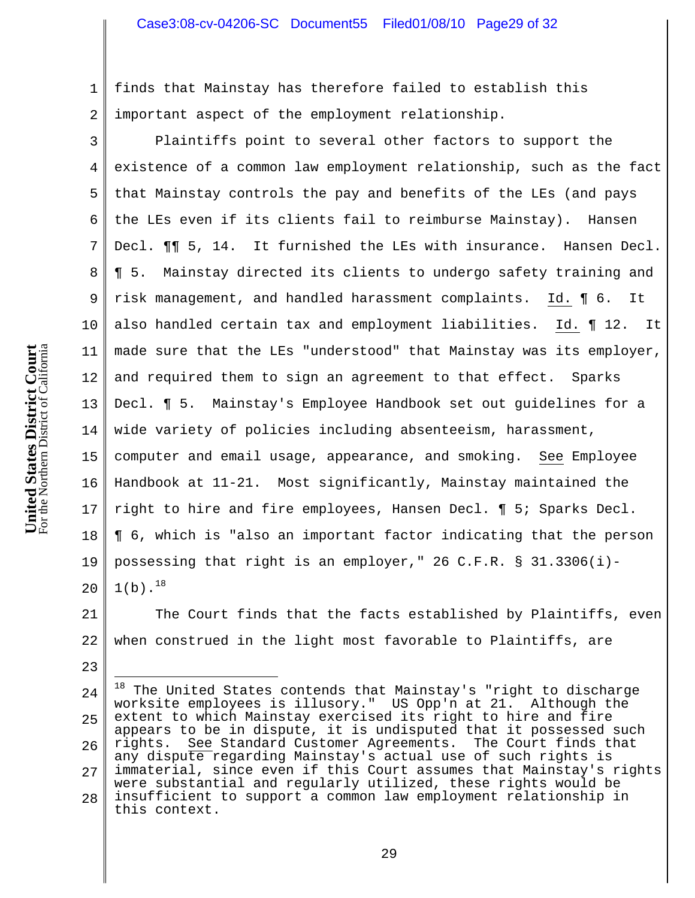finds that Mainstay has therefore failed to establish this important aspect of the employment relationship.

Plaintiffs point to several other factors to support the existence of a common law employment relationship, such as the fact that Mainstay controls the pay and benefits of the LEs (and pays the LEs even if its clients fail to reimburse Mainstay). Hansen Decl. ¶¶ 5, 14. It furnished the LEs with insurance. Hansen Decl. ¶ 5. Mainstay directed its clients to undergo safety training and risk management, and handled harassment complaints. Id. ¶ 6. It also handled certain tax and employment liabilities. Id. ¶ 12. It made sure that the LEs "understood" that Mainstay was its employer, and required them to sign an agreement to that effect. Sparks Decl. ¶ 5. Mainstay's Employee Handbook set out guidelines for a wide variety of policies including absenteeism, harassment, computer and email usage, appearance, and smoking. See Employee Handbook at 11-21. Most significantly, Mainstay maintained the right to hire and fire employees, Hansen Decl. ¶ 5; Sparks Decl. ¶ 6, which is "also an important factor indicating that the person possessing that right is an employer," 26 C.F.R. § 31.3306(i)-1(b).[18]

The Court finds that the facts established by Plaintiffs, even when construed in the light most favorable to Plaintiffs, are

---

[18] The United States contends that Mainstay's "right to discharge worksite employees is illusory." US Opp'n at 21. Although the extent to which Mainstay exercised its right to hire and fire appears to be in dispute, it is undisputed that it possessed such rights. See Standard Customer Agreements. The Court finds that any dispute regarding Mainstay's actual use of such rights is immaterial, since even if this Court assumes that Mainstay's rights were substantial and regularly utilized, these rights would be insufficient to support a common law employment relationship in this context.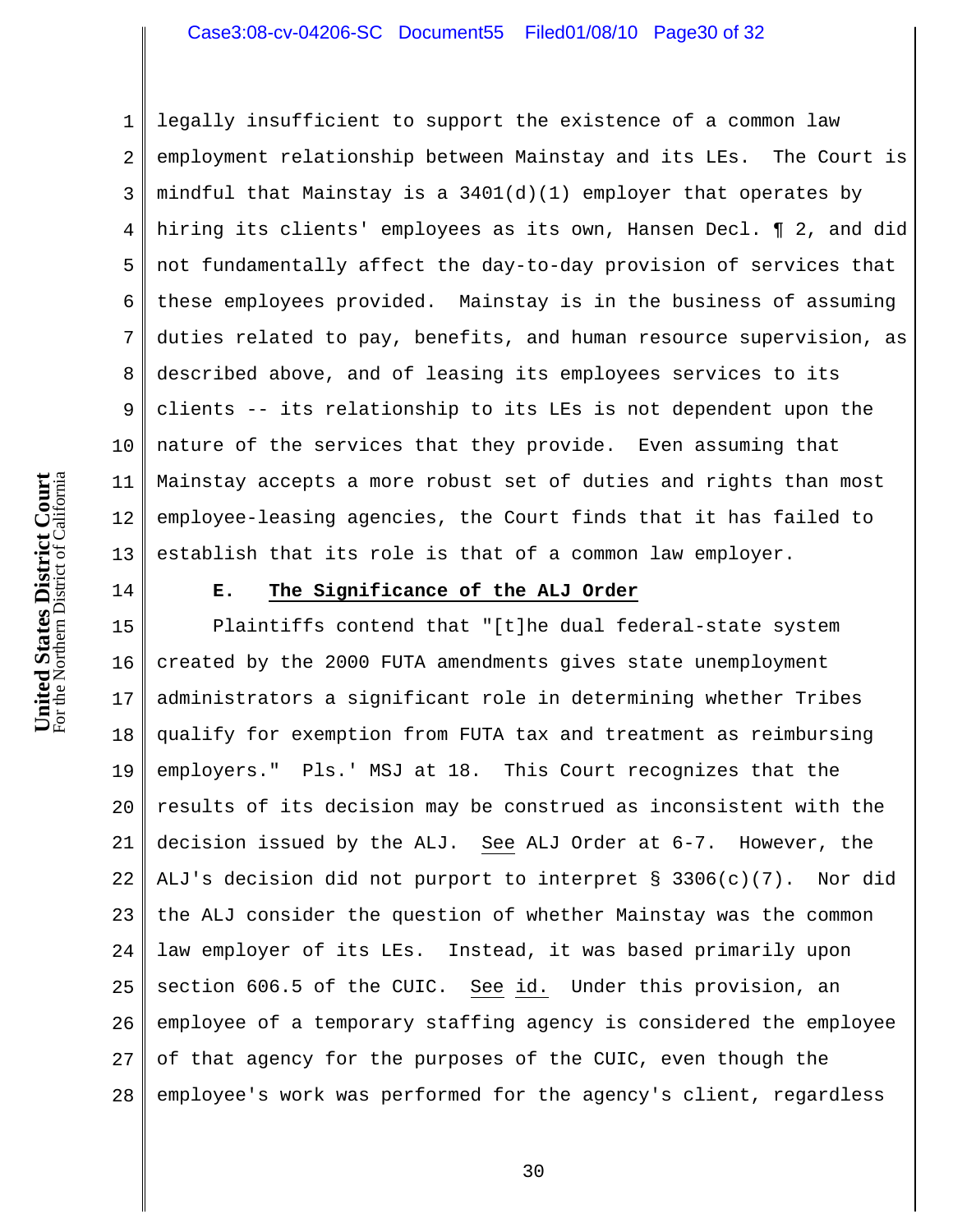legally insufficient to support the existence of a common law employment relationship between Mainstay and its LEs. The Court is mindful that Mainstay is a 3401(d)(1) employer that operates by hiring its clients' employees as its own, Hansen Decl. ¶ 2, and did not fundamentally affect the day-to-day provision of services that these employees provided. Mainstay is in the business of assuming duties related to pay, benefits, and human resource supervision, as described above, and of leasing its employees services to its clients -- its relationship to its LEs is not dependent upon the nature of the services that they provide. Even assuming that Mainstay accepts a more robust set of duties and rights than most employee-leasing agencies, the Court finds that it has failed to establish that its role is that of a common law employer.

### E. The Significance of the ALJ Order

Plaintiffs contend that "[t]he dual federal-state system created by the 2000 FUTA amendments gives state unemployment administrators a significant role in determining whether Tribes qualify for exemption from FUTA tax and treatment as reimbursing employers." Pls.' MSJ at 18. This Court recognizes that the results of its decision may be construed as inconsistent with the decision issued by the ALJ. See ALJ Order at 6-7. However, the ALJ's decision did not purport to interpret § 3306(c)(7). Nor did the ALJ consider the question of whether Mainstay was the common law employer of its LEs. Instead, it was based primarily upon section 606.5 of the CUIC. See id. Under this provision, an employee of a temporary staffing agency is considered the employee of that agency for the purposes of the CUIC, even though the employee's work was performed for the agency's client, regardless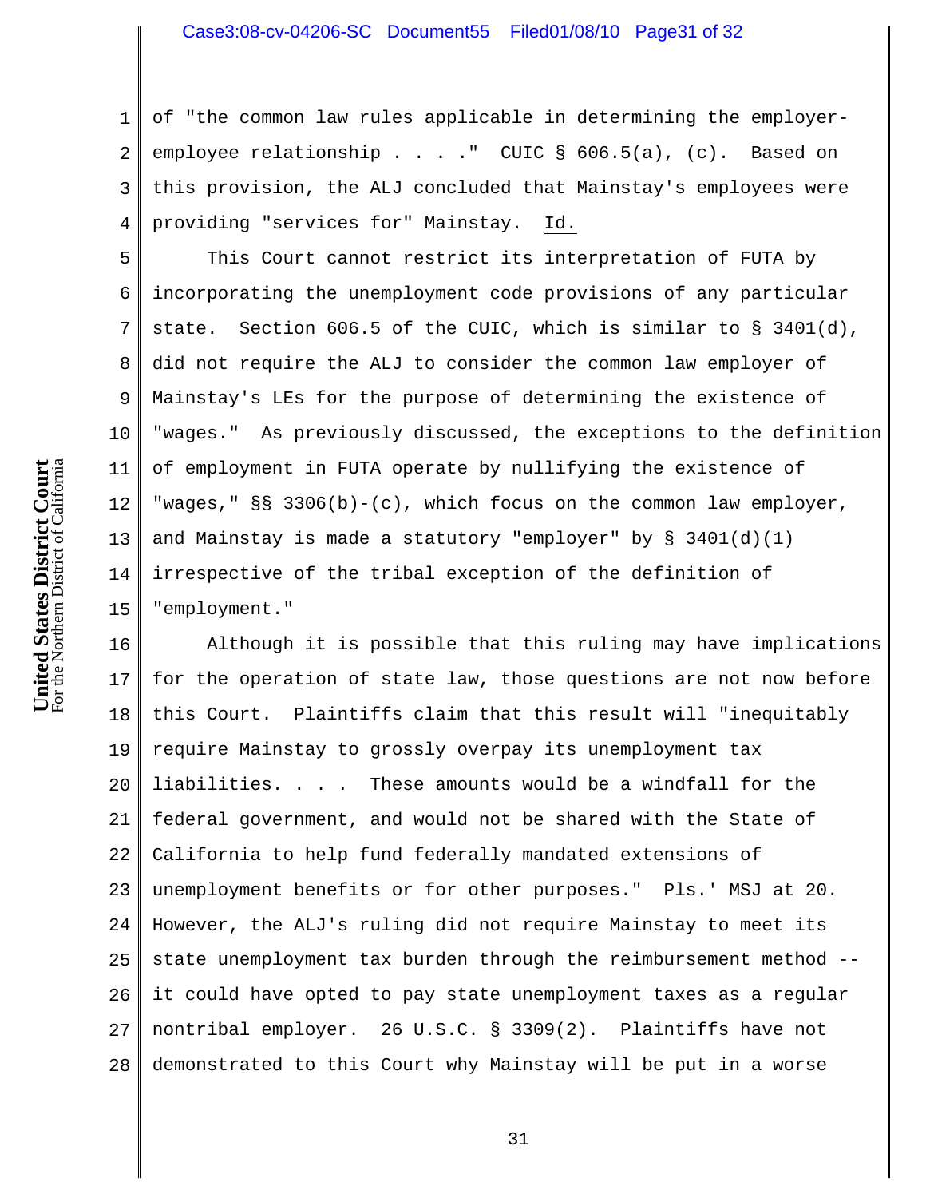of "the common law rules applicable in determining the employer-employee relationship . . . ." CUIC § 606.5(a), (c). Based on this provision, the ALJ concluded that Mainstay's employees were providing "services for" Mainstay. Id.

This Court cannot restrict its interpretation of FUTA by incorporating the unemployment code provisions of any particular state. Section 606.5 of the CUIC, which is similar to § 3401(d), did not require the ALJ to consider the common law employer of Mainstay's LEs for the purpose of determining the existence of "wages." As previously discussed, the exceptions to the definition of employment in FUTA operate by nullifying the existence of "wages," §§ 3306(b)-(c), which focus on the common law employer, and Mainstay is made a statutory "employer" by § 3401(d)(1) irrespective of the tribal exception of the definition of "employment."

Although it is possible that this ruling may have implications for the operation of state law, those questions are not now before this Court. Plaintiffs claim that this result will "inequitably require Mainstay to grossly overpay its unemployment tax liabilities. . . . These amounts would be a windfall for the federal government, and would not be shared with the State of California to help fund federally mandated extensions of unemployment benefits or for other purposes." Pls.' MSJ at 20. However, the ALJ's ruling did not require Mainstay to meet its state unemployment tax burden through the reimbursement method -- it could have opted to pay state unemployment taxes as a regular nontribal employer. 26 U.S.C. § 3309(2). Plaintiffs have not demonstrated to this Court why Mainstay will be put in a worse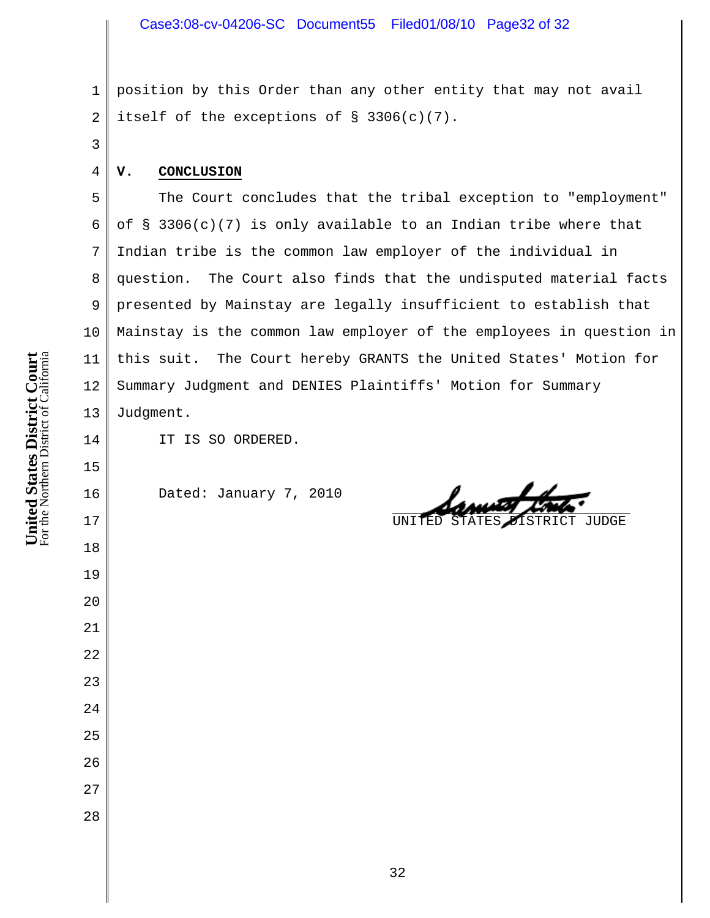position by this Order than any other entity that may not avail itself of the exceptions of § 3306(c)(7).

## V. CONCLUSION

The Court concludes that the tribal exception to "employment" of § 3306(c)(7) is only available to an Indian tribe where that Indian tribe is the common law employer of the individual in question. The Court also finds that the undisputed material facts presented by Mainstay are legally insufficient to establish that Mainstay is the common law employer of the employees in question in this suit. The Court hereby GRANTS the United States' Motion for Summary Judgment and DENIES Plaintiffs' Motion for Summary Judgment.

IT IS SO ORDERED.

Dated: January 7, 2010

UNITED STATES DISTRICT JUDGE